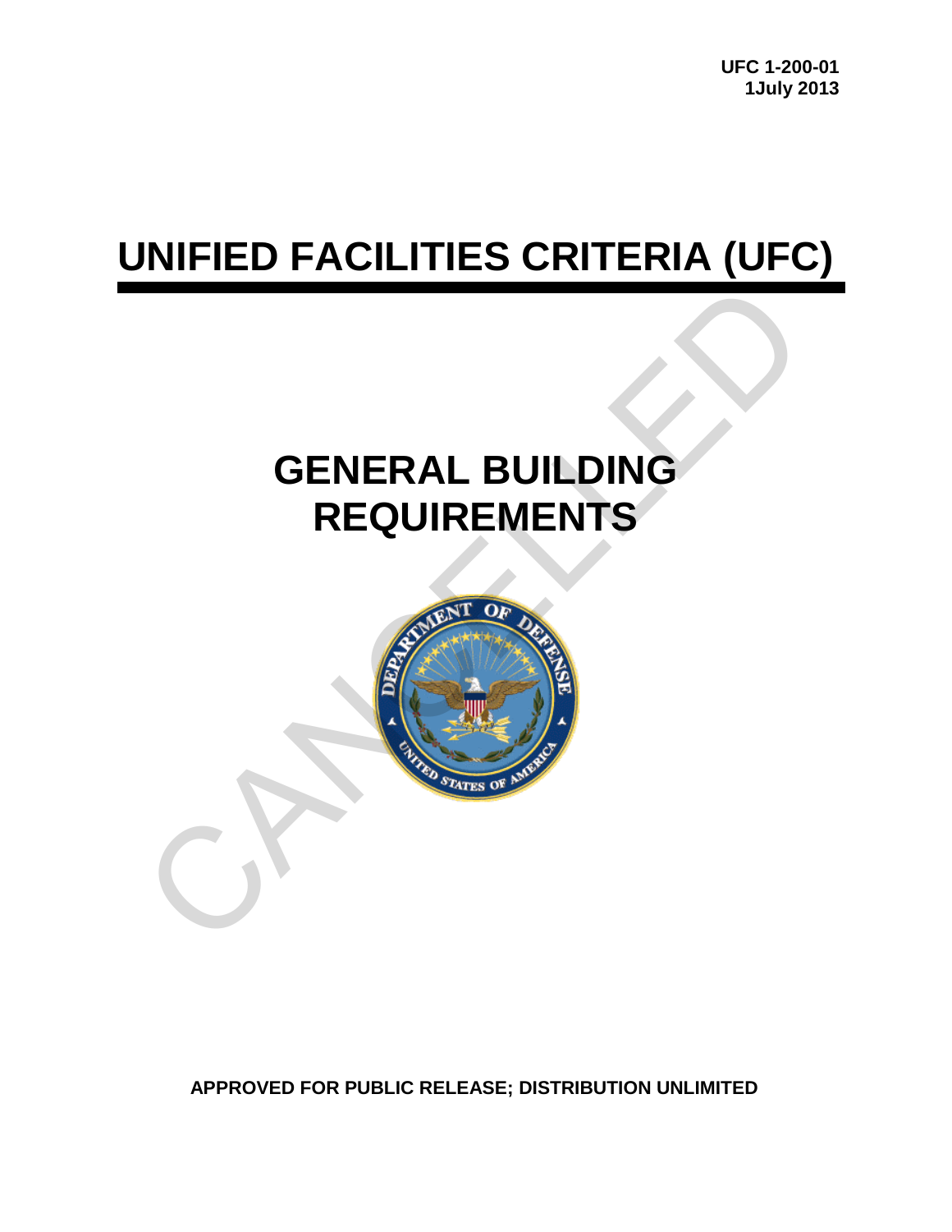UFC 1-200-01
1July 2013

# UNIFIED FACILITIES CRITERIA (UFC)

# GENERAL BUILDING REQUIREMENTS

**APPROVED FOR PUBLIC RELEASE; DISTRIBUTION UNLIMITED**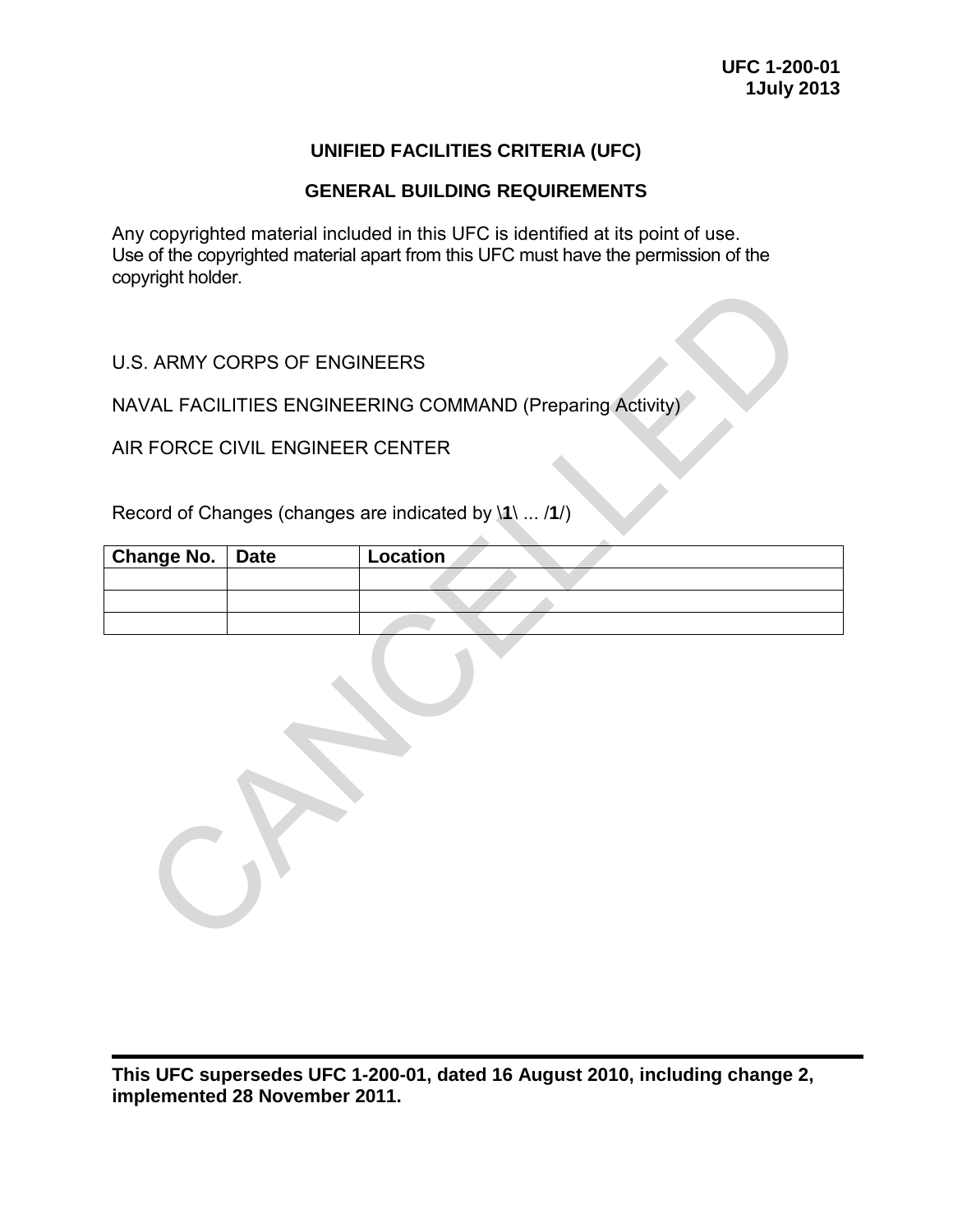**UFC 1-200-01**
**1July 2013**

# UNIFIED FACILITIES CRITERIA (UFC)

## GENERAL BUILDING REQUIREMENTS

Any copyrighted material included in this UFC is identified at its point of use. Use of the copyrighted material apart from this UFC must have the permission of the copyright holder.

U.S. ARMY CORPS OF ENGINEERS

NAVAL FACILITIES ENGINEERING COMMAND (Preparing Activity)

AIR FORCE CIVIL ENGINEER CENTER

Record of Changes (changes are indicated by \**1**\ ... /**1**/)

| Change No. | Date | Location |
|---|---|---|
| | | |
| | | |
| | | |

CANCELLED

**This UFC supersedes UFC 1-200-01, dated 16 August 2010, including change 2, implemented 28 November 2011.**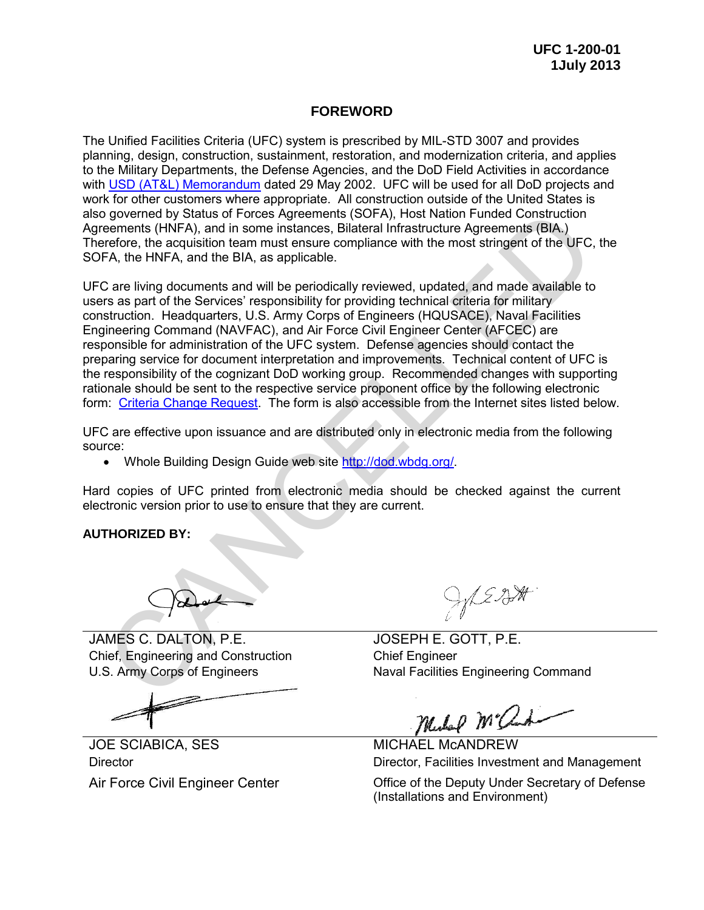# FOREWORD

The Unified Facilities Criteria (UFC) system is prescribed by MIL-STD 3007 and provides planning, design, construction, sustainment, restoration, and modernization criteria, and applies to the Military Departments, the Defense Agencies, and the DoD Field Activities in accordance with USD (AT&L) Memorandum dated 29 May 2002. UFC will be used for all DoD projects and work for other customers where appropriate. All construction outside of the United States is also governed by Status of Forces Agreements (SOFA), Host Nation Funded Construction Agreements (HNFA), and in some instances, Bilateral Infrastructure Agreements (BIA.) Therefore, the acquisition team must ensure compliance with the most stringent of the UFC, the SOFA, the HNFA, and the BIA, as applicable.

UFC are living documents and will be periodically reviewed, updated, and made available to users as part of the Services' responsibility for providing technical criteria for military construction. Headquarters, U.S. Army Corps of Engineers (HQUSACE), Naval Facilities Engineering Command (NAVFAC), and Air Force Civil Engineer Center (AFCEC) are responsible for administration of the UFC system. Defense agencies should contact the preparing service for document interpretation and improvements. Technical content of UFC is the responsibility of the cognizant DoD working group. Recommended changes with supporting rationale should be sent to the respective service proponent office by the following electronic form: Criteria Change Request. The form is also accessible from the Internet sites listed below.

UFC are effective upon issuance and are distributed only in electronic media from the following source:

- Whole Building Design Guide web site http://dod.wbdg.org/.

Hard copies of UFC printed from electronic media should be checked against the current electronic version prior to use to ensure that they are current.

**AUTHORIZED BY:**

| | |
|---|---|
| JAMES C. DALTON, P.E.<br>Chief, Engineering and Construction<br>U.S. Army Corps of Engineers | JOSEPH E. GOTT, P.E.<br>Chief Engineer<br>Naval Facilities Engineering Command |
| JOE SCIABICA, SES<br>Director<br>Air Force Civil Engineer Center | MICHAEL McANDREW<br>Director, Facilities Investment and Management<br>Office of the Deputy Under Secretary of Defense (Installations and Environment) |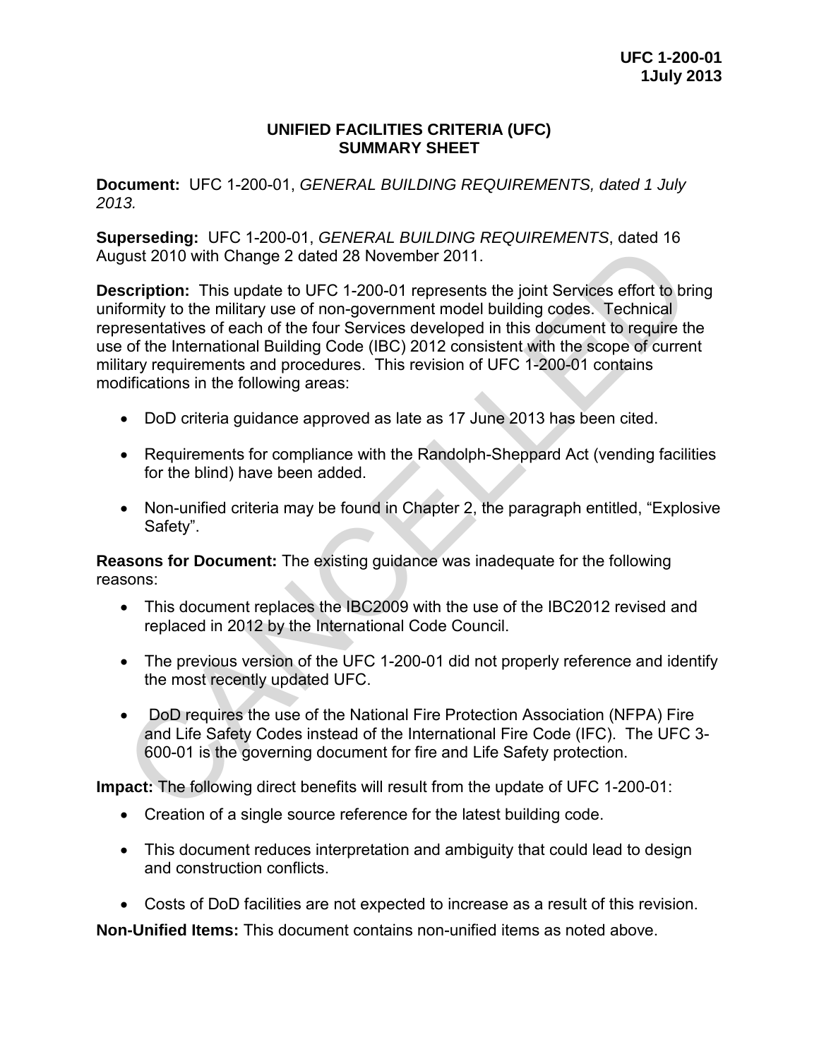# UNIFIED FACILITIES CRITERIA (UFC) SUMMARY SHEET

**Document:** UFC 1-200-01, *GENERAL BUILDING REQUIREMENTS, dated 1 July 2013.*

**Superseding:** UFC 1-200-01, *GENERAL BUILDING REQUIREMENTS*, dated 16 August 2010 with Change 2 dated 28 November 2011.

**Description:** This update to UFC 1-200-01 represents the joint Services effort to bring uniformity to the military use of non-government model building codes. Technical representatives of each of the four Services developed in this document to require the use of the International Building Code (IBC) 2012 consistent with the scope of current military requirements and procedures. This revision of UFC 1-200-01 contains modifications in the following areas:

- DoD criteria guidance approved as late as 17 June 2013 has been cited.
- Requirements for compliance with the Randolph-Sheppard Act (vending facilities for the blind) have been added.
- Non-unified criteria may be found in Chapter 2, the paragraph entitled, "Explosive Safety".

**Reasons for Document:** The existing guidance was inadequate for the following reasons:

- This document replaces the IBC2009 with the use of the IBC2012 revised and replaced in 2012 by the International Code Council.
- The previous version of the UFC 1-200-01 did not properly reference and identify the most recently updated UFC.
- DoD requires the use of the National Fire Protection Association (NFPA) Fire and Life Safety Codes instead of the International Fire Code (IFC). The UFC 3-600-01 is the governing document for fire and Life Safety protection.

**Impact:** The following direct benefits will result from the update of UFC 1-200-01:

- Creation of a single source reference for the latest building code.
- This document reduces interpretation and ambiguity that could lead to design and construction conflicts.
- Costs of DoD facilities are not expected to increase as a result of this revision.

**Non-Unified Items:** This document contains non-unified items as noted above.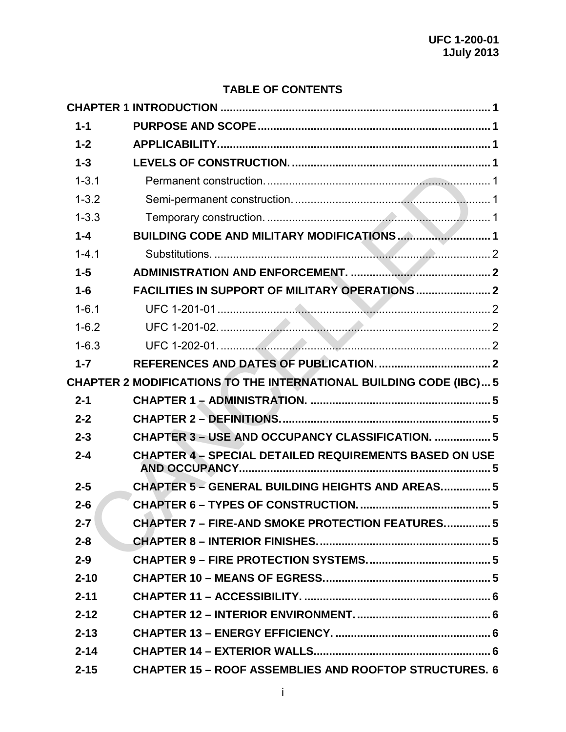# TABLE OF CONTENTS

| | | |
|---|---|---|
| **CHAPTER 1 INTRODUCTION** | | **1** |
| **1-1** | **PURPOSE AND SCOPE** | **1** |
| **1-2** | **APPLICABILITY.** | **1** |
| **1-3** | **LEVELS OF CONSTRUCTION.** | **1** |
| 1-3.1 | Permanent construction. | 1 |
| 1-3.2 | Semi-permanent construction. | 1 |
| 1-3.3 | Temporary construction. | 1 |
| **1-4** | **BUILDING CODE AND MILITARY MODIFICATIONS** | **1** |
| 1-4.1 | Substitutions. | 2 |
| **1-5** | **ADMINISTRATION AND ENFORCEMENT.** | **2** |
| **1-6** | **FACILITIES IN SUPPORT OF MILITARY OPERATIONS** | **2** |
| 1-6.1 | UFC 1-201-01 | 2 |
| 1-6.2 | UFC 1-201-02. | 2 |
| 1-6.3 | UFC 1-202-01. | 2 |
| **1-7** | **REFERENCES AND DATES OF PUBLICATION.** | **2** |
| **CHAPTER 2 MODIFICATIONS TO THE INTERNATIONAL BUILDING CODE (IBC)** | | **5** |
| **2-1** | **CHAPTER 1 – ADMINISTRATION.** | **5** |
| **2-2** | **CHAPTER 2 – DEFINITIONS.** | **5** |
| **2-3** | **CHAPTER 3 – USE AND OCCUPANCY CLASSIFICATION.** | **5** |
| **2-4** | **CHAPTER 4 – SPECIAL DETAILED REQUIREMENTS BASED ON USE AND OCCUPANCY** | **5** |
| **2-5** | **CHAPTER 5 – GENERAL BUILDING HEIGHTS AND AREAS.** | **5** |
| **2-6** | **CHAPTER 6 – TYPES OF CONSTRUCTION.** | **5** |
| **2-7** | **CHAPTER 7 – FIRE-AND SMOKE PROTECTION FEATURES.** | **5** |
| **2-8** | **CHAPTER 8 – INTERIOR FINISHES.** | **5** |
| **2-9** | **CHAPTER 9 – FIRE PROTECTION SYSTEMS.** | **5** |
| **2-10** | **CHAPTER 10 – MEANS OF EGRESS.** | **5** |
| **2-11** | **CHAPTER 11 – ACCESSIBILITY.** | **6** |
| **2-12** | **CHAPTER 12 – INTERIOR ENVIRONMENT.** | **6** |
| **2-13** | **CHAPTER 13 – ENERGY EFFICIENCY.** | **6** |
| **2-14** | **CHAPTER 14 – EXTERIOR WALLS** | **6** |
| **2-15** | **CHAPTER 15 – ROOF ASSEMBLIES AND ROOFTOP STRUCTURES.** | **6** |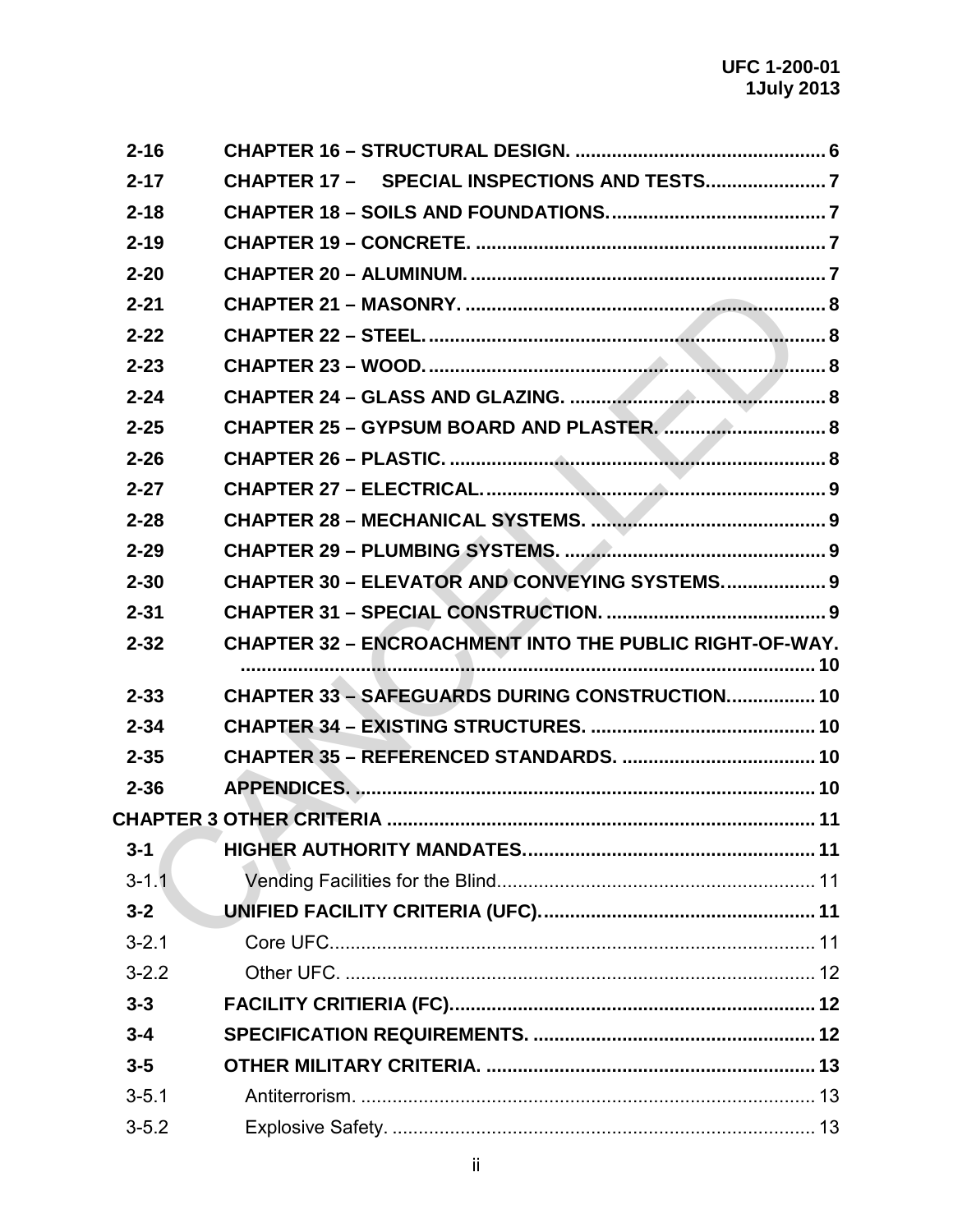| | | |
|---|---|---|
| **2-16** | **CHAPTER 16 – STRUCTURAL DESIGN.** | **6** |
| **2-17** | **CHAPTER 17 – SPECIAL INSPECTIONS AND TESTS.** | **7** |
| **2-18** | **CHAPTER 18 – SOILS AND FOUNDATIONS.** | **7** |
| **2-19** | **CHAPTER 19 – CONCRETE.** | **7** |
| **2-20** | **CHAPTER 20 – ALUMINUM.** | **7** |
| **2-21** | **CHAPTER 21 – MASONRY.** | **8** |
| **2-22** | **CHAPTER 22 – STEEL.** | **8** |
| **2-23** | **CHAPTER 23 – WOOD.** | **8** |
| **2-24** | **CHAPTER 24 – GLASS AND GLAZING.** | **8** |
| **2-25** | **CHAPTER 25 – GYPSUM BOARD AND PLASTER.** | **8** |
| **2-26** | **CHAPTER 26 – PLASTIC.** | **8** |
| **2-27** | **CHAPTER 27 – ELECTRICAL.** | **9** |
| **2-28** | **CHAPTER 28 – MECHANICAL SYSTEMS.** | **9** |
| **2-29** | **CHAPTER 29 – PLUMBING SYSTEMS.** | **9** |
| **2-30** | **CHAPTER 30 – ELEVATOR AND CONVEYING SYSTEMS.** | **9** |
| **2-31** | **CHAPTER 31 – SPECIAL CONSTRUCTION.** | **9** |
| **2-32** | **CHAPTER 32 – ENCROACHMENT INTO THE PUBLIC RIGHT-OF-WAY.** | **10** |
| **2-33** | **CHAPTER 33 – SAFEGUARDS DURING CONSTRUCTION.** | **10** |
| **2-34** | **CHAPTER 34 – EXISTING STRUCTURES.** | **10** |
| **2-35** | **CHAPTER 35 – REFERENCED STANDARDS.** | **10** |
| **2-36** | **APPENDICES.** | **10** |
| **CHAPTER 3 OTHER CRITERIA** | | **11** |
| **3-1** | **HIGHER AUTHORITY MANDATES.** | **11** |
| 3-1.1 | Vending Facilities for the Blind | 11 |
| **3-2** | **UNIFIED FACILITY CRITERIA (UFC).** | **11** |
| 3-2.1 | Core UFC. | 11 |
| 3-2.2 | Other UFC. | 12 |
| **3-3** | **FACILITY CRITIERIA (FC).** | **12** |
| **3-4** | **SPECIFICATION REQUIREMENTS.** | **12** |
| **3-5** | **OTHER MILITARY CRITERIA.** | **13** |
| 3-5.1 | Antiterrorism. | 13 |
| 3-5.2 | Explosive Safety. | 13 |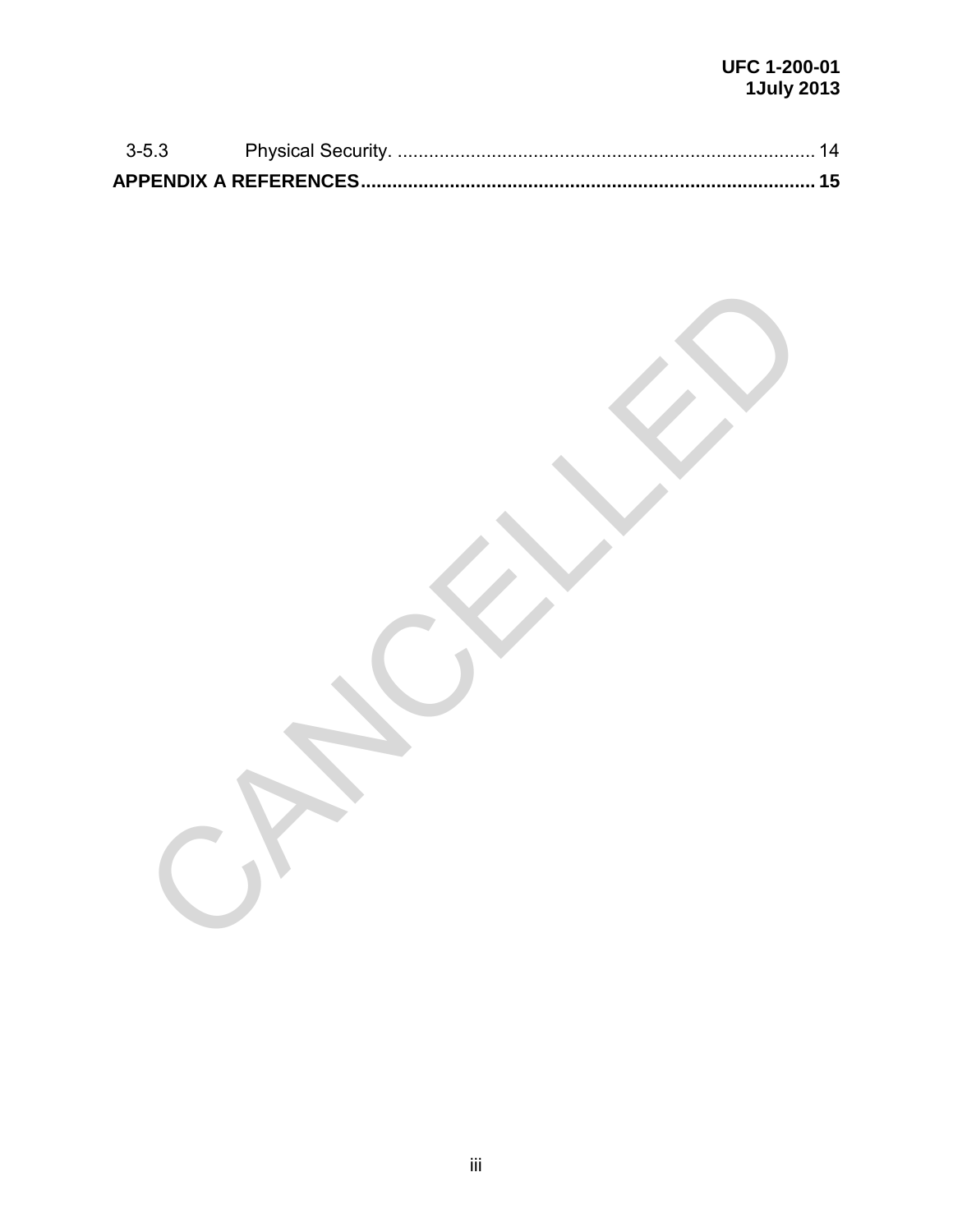3-5.3 Physical Security. ............................................................................... 14

**APPENDIX A REFERENCES...................................................................................... 15**

CANCELLED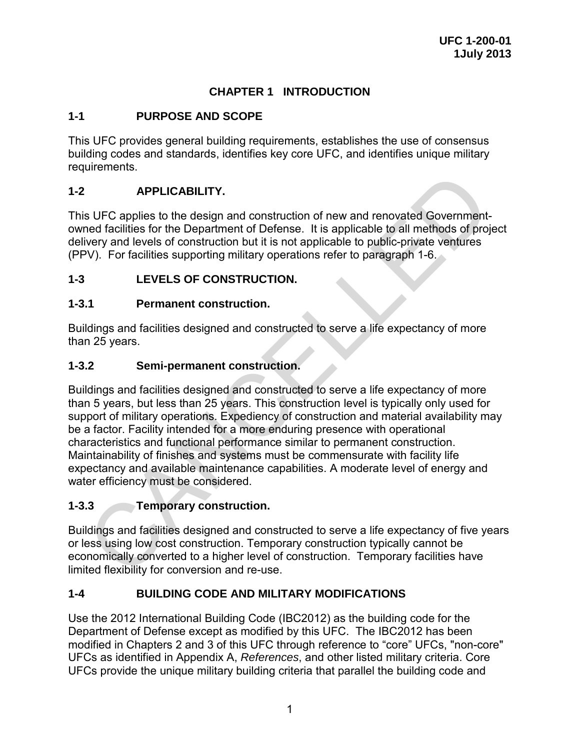# CHAPTER 1 INTRODUCTION

## 1-1 PURPOSE AND SCOPE

This UFC provides general building requirements, establishes the use of consensus building codes and standards, identifies key core UFC, and identifies unique military requirements.

## 1-2 APPLICABILITY.

This UFC applies to the design and construction of new and renovated Government-owned facilities for the Department of Defense. It is applicable to all methods of project delivery and levels of construction but it is not applicable to public-private ventures (PPV). For facilities supporting military operations refer to paragraph 1-6.

## 1-3 LEVELS OF CONSTRUCTION.

### 1-3.1 Permanent construction.

Buildings and facilities designed and constructed to serve a life expectancy of more than 25 years.

### 1-3.2 Semi-permanent construction.

Buildings and facilities designed and constructed to serve a life expectancy of more than 5 years, but less than 25 years. This construction level is typically only used for support of military operations. Expediency of construction and material availability may be a factor. Facility intended for a more enduring presence with operational characteristics and functional performance similar to permanent construction. Maintainability of finishes and systems must be commensurate with facility life expectancy and available maintenance capabilities. A moderate level of energy and water efficiency must be considered.

### 1-3.3 Temporary construction.

Buildings and facilities designed and constructed to serve a life expectancy of five years or less using low cost construction. Temporary construction typically cannot be economically converted to a higher level of construction. Temporary facilities have limited flexibility for conversion and re-use.

## 1-4 BUILDING CODE AND MILITARY MODIFICATIONS

Use the 2012 International Building Code (IBC2012) as the building code for the Department of Defense except as modified by this UFC. The IBC2012 has been modified in Chapters 2 and 3 of this UFC through reference to "core" UFCs, "non-core" UFCs as identified in Appendix A, *References*, and other listed military criteria. Core UFCs provide the unique military building criteria that parallel the building code and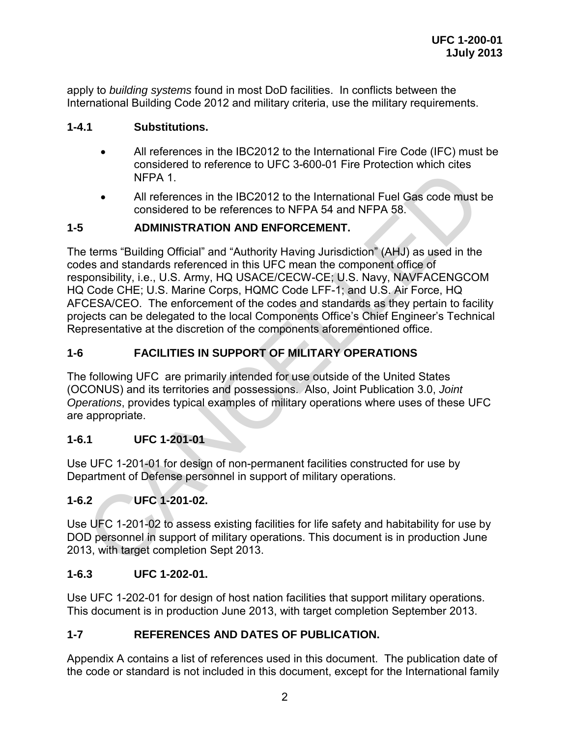apply to *building systems* found in most DoD facilities. In conflicts between the International Building Code 2012 and military criteria, use the military requirements.

### 1-4.1 Substitutions.

- All references in the IBC2012 to the International Fire Code (IFC) must be considered to reference to UFC 3-600-01 Fire Protection which cites NFPA 1.
- All references in the IBC2012 to the International Fuel Gas code must be considered to be references to NFPA 54 and NFPA 58.

## 1-5 ADMINISTRATION AND ENFORCEMENT.

The terms "Building Official" and "Authority Having Jurisdiction" (AHJ) as used in the codes and standards referenced in this UFC mean the component office of responsibility, i.e., U.S. Army, HQ USACE/CECW-CE; U.S. Navy, NAVFACENGCOM HQ Code CHE; U.S. Marine Corps, HQMC Code LFF-1; and U.S. Air Force, HQ AFCESA/CEO. The enforcement of the codes and standards as they pertain to facility projects can be delegated to the local Components Office's Chief Engineer's Technical Representative at the discretion of the components aforementioned office.

## 1-6 FACILITIES IN SUPPORT OF MILITARY OPERATIONS

The following UFC are primarily intended for use outside of the United States (OCONUS) and its territories and possessions. Also, Joint Publication 3.0, *Joint Operations*, provides typical examples of military operations where uses of these UFC are appropriate.

### 1-6.1 UFC 1-201-01

Use UFC 1-201-01 for design of non-permanent facilities constructed for use by Department of Defense personnel in support of military operations.

### 1-6.2 UFC 1-201-02.

Use UFC 1-201-02 to assess existing facilities for life safety and habitability for use by DOD personnel in support of military operations. This document is in production June 2013, with target completion Sept 2013.

### 1-6.3 UFC 1-202-01.

Use UFC 1-202-01 for design of host nation facilities that support military operations. This document is in production June 2013, with target completion September 2013.

## 1-7 REFERENCES AND DATES OF PUBLICATION.

Appendix A contains a list of references used in this document. The publication date of the code or standard is not included in this document, except for the International family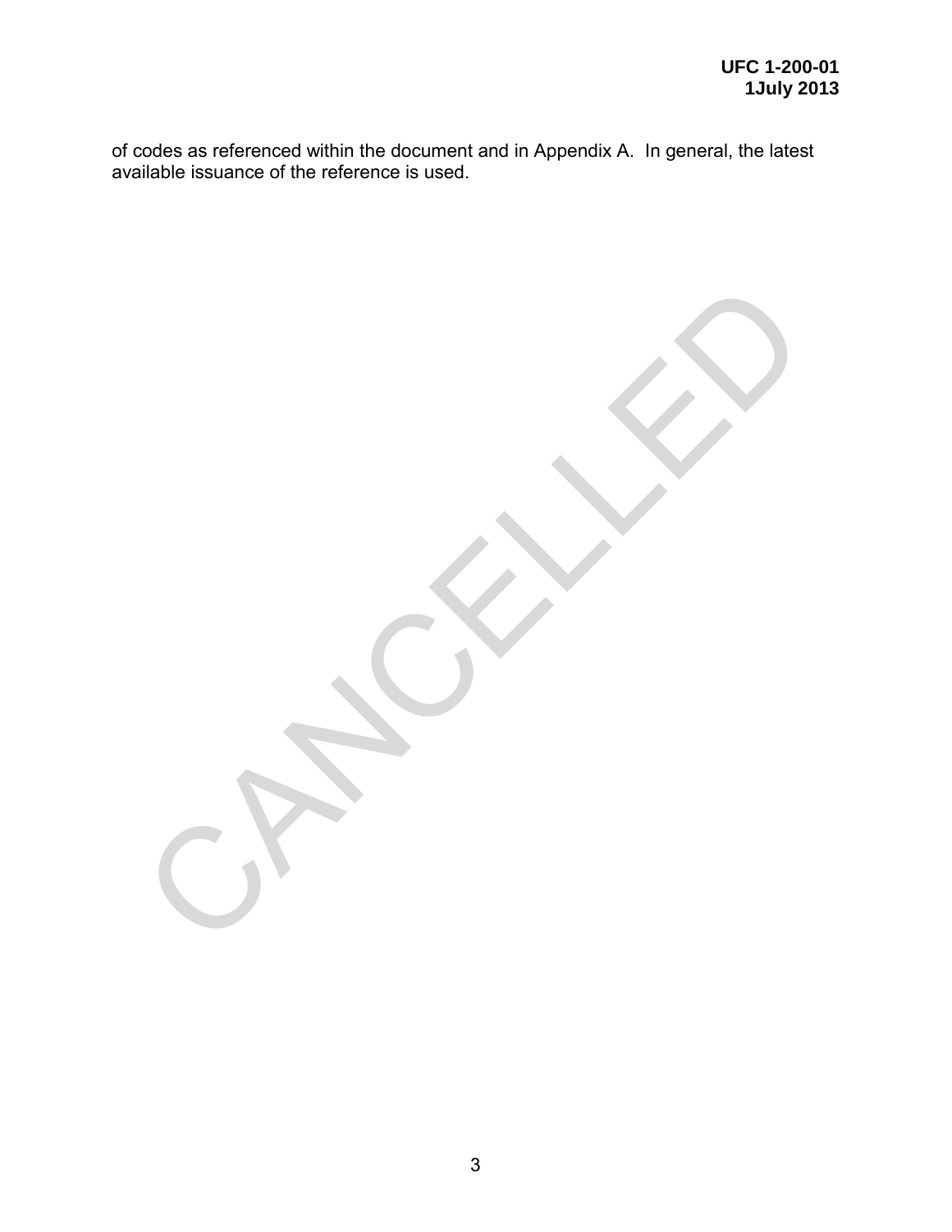of codes as referenced within the document and in Appendix A. In general, the latest available issuance of the reference is used.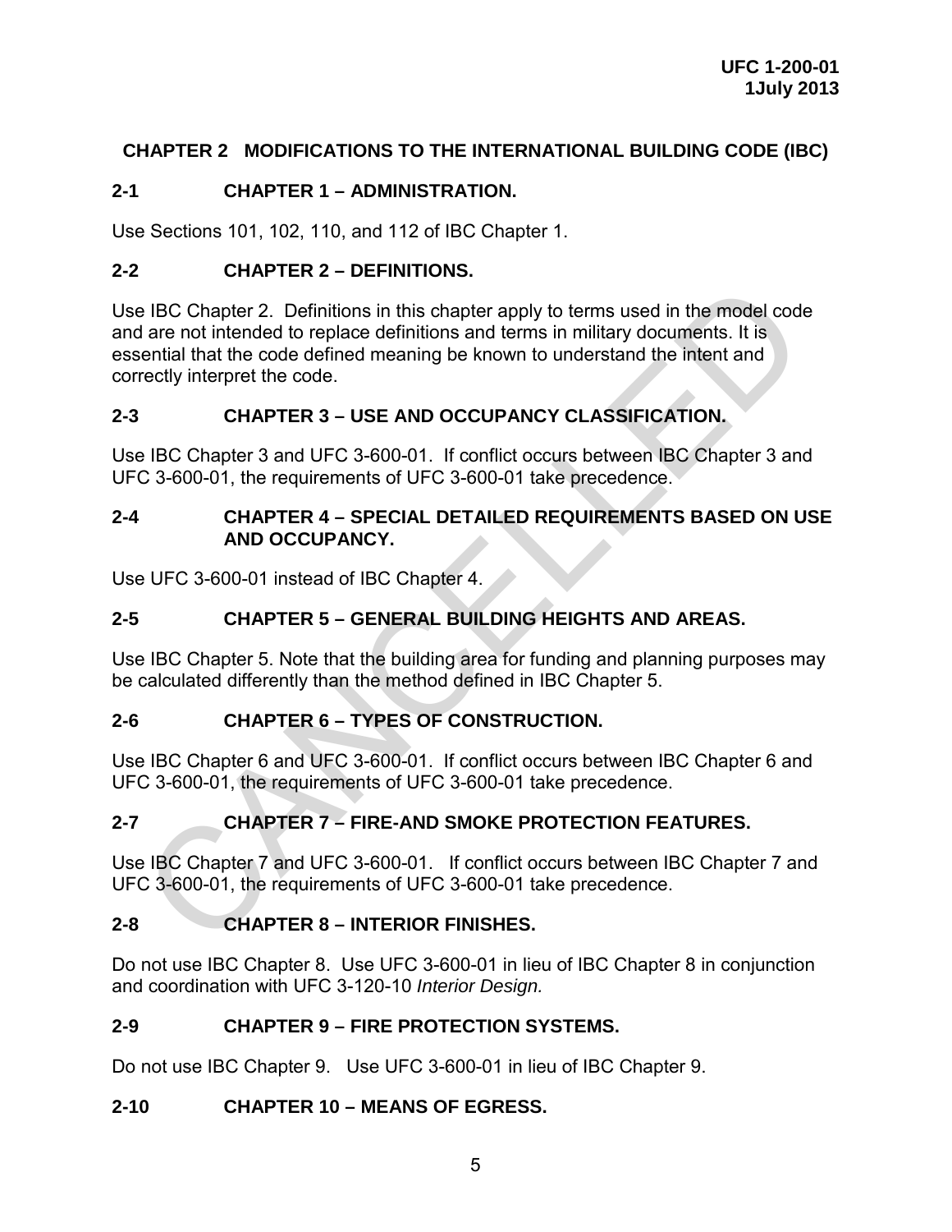## CHAPTER 2 MODIFICATIONS TO THE INTERNATIONAL BUILDING CODE (IBC)

### 2-1 CHAPTER 1 – ADMINISTRATION.

Use Sections 101, 102, 110, and 112 of IBC Chapter 1.

### 2-2 CHAPTER 2 – DEFINITIONS.

Use IBC Chapter 2. Definitions in this chapter apply to terms used in the model code and are not intended to replace definitions and terms in military documents. It is essential that the code defined meaning be known to understand the intent and correctly interpret the code.

### 2-3 CHAPTER 3 – USE AND OCCUPANCY CLASSIFICATION.

Use IBC Chapter 3 and UFC 3-600-01. If conflict occurs between IBC Chapter 3 and UFC 3-600-01, the requirements of UFC 3-600-01 take precedence.

### 2-4 CHAPTER 4 – SPECIAL DETAILED REQUIREMENTS BASED ON USE AND OCCUPANCY.

Use UFC 3-600-01 instead of IBC Chapter 4.

### 2-5 CHAPTER 5 – GENERAL BUILDING HEIGHTS AND AREAS.

Use IBC Chapter 5. Note that the building area for funding and planning purposes may be calculated differently than the method defined in IBC Chapter 5.

### 2-6 CHAPTER 6 – TYPES OF CONSTRUCTION.

Use IBC Chapter 6 and UFC 3-600-01. If conflict occurs between IBC Chapter 6 and UFC 3-600-01, the requirements of UFC 3-600-01 take precedence.

### 2-7 CHAPTER 7 – FIRE-AND SMOKE PROTECTION FEATURES.

Use IBC Chapter 7 and UFC 3-600-01. If conflict occurs between IBC Chapter 7 and UFC 3-600-01, the requirements of UFC 3-600-01 take precedence.

### 2-8 CHAPTER 8 – INTERIOR FINISHES.

Do not use IBC Chapter 8. Use UFC 3-600-01 in lieu of IBC Chapter 8 in conjunction and coordination with UFC 3-120-10 *Interior Design.*

### 2-9 CHAPTER 9 – FIRE PROTECTION SYSTEMS.

Do not use IBC Chapter 9. Use UFC 3-600-01 in lieu of IBC Chapter 9.

### 2-10 CHAPTER 10 – MEANS OF EGRESS.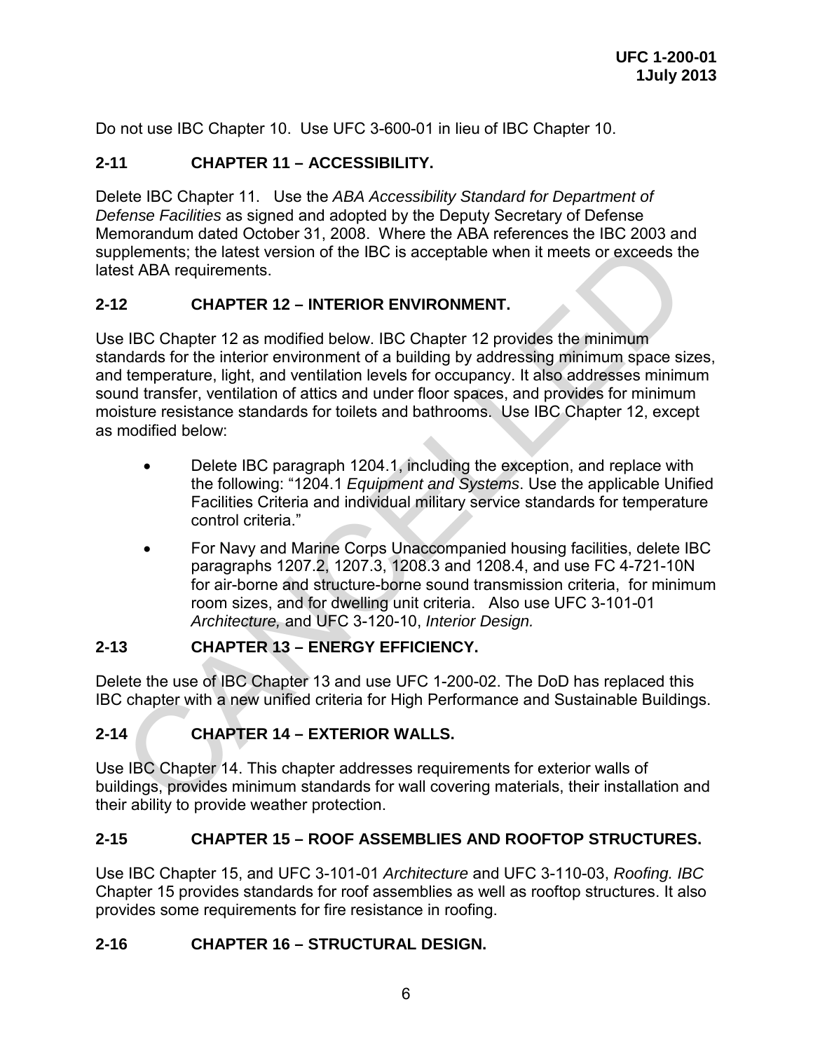Do not use IBC Chapter 10. Use UFC 3-600-01 in lieu of IBC Chapter 10.

## 2-11 CHAPTER 11 – ACCESSIBILITY.

Delete IBC Chapter 11. Use the *ABA Accessibility Standard for Department of Defense Facilities* as signed and adopted by the Deputy Secretary of Defense Memorandum dated October 31, 2008. Where the ABA references the IBC 2003 and supplements; the latest version of the IBC is acceptable when it meets or exceeds the latest ABA requirements.

## 2-12 CHAPTER 12 – INTERIOR ENVIRONMENT.

Use IBC Chapter 12 as modified below. IBC Chapter 12 provides the minimum standards for the interior environment of a building by addressing minimum space sizes, and temperature, light, and ventilation levels for occupancy. It also addresses minimum sound transfer, ventilation of attics and under floor spaces, and provides for minimum moisture resistance standards for toilets and bathrooms. Use IBC Chapter 12, except as modified below:

- Delete IBC paragraph 1204.1, including the exception, and replace with the following: "1204.1 *Equipment and Systems*. Use the applicable Unified Facilities Criteria and individual military service standards for temperature control criteria."
- For Navy and Marine Corps Unaccompanied housing facilities, delete IBC paragraphs 1207.2, 1207.3, 1208.3 and 1208.4, and use FC 4-721-10N for air-borne and structure-borne sound transmission criteria, for minimum room sizes, and for dwelling unit criteria. Also use UFC 3-101-01 *Architecture,* and UFC 3-120-10, *Interior Design.*

## 2-13 CHAPTER 13 – ENERGY EFFICIENCY.

Delete the use of IBC Chapter 13 and use UFC 1-200-02. The DoD has replaced this IBC chapter with a new unified criteria for High Performance and Sustainable Buildings.

## 2-14 CHAPTER 14 – EXTERIOR WALLS.

Use IBC Chapter 14. This chapter addresses requirements for exterior walls of buildings, provides minimum standards for wall covering materials, their installation and their ability to provide weather protection.

## 2-15 CHAPTER 15 – ROOF ASSEMBLIES AND ROOFTOP STRUCTURES.

Use IBC Chapter 15, and UFC 3-101-01 *Architecture* and UFC 3-110-03, *Roofing. IBC* Chapter 15 provides standards for roof assemblies as well as rooftop structures. It also provides some requirements for fire resistance in roofing.

## 2-16 CHAPTER 16 – STRUCTURAL DESIGN.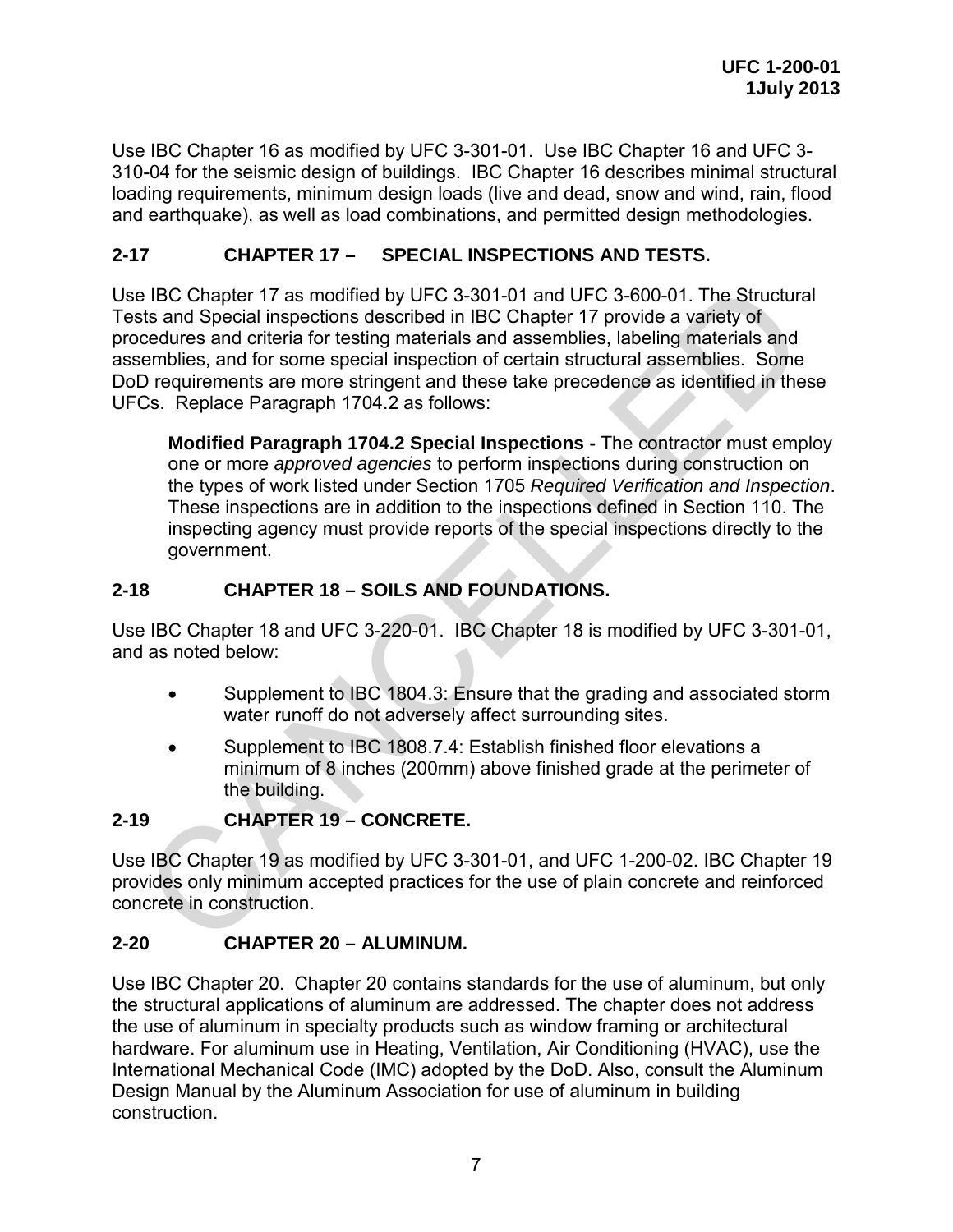Use IBC Chapter 16 as modified by UFC 3-301-01. Use IBC Chapter 16 and UFC 3-310-04 for the seismic design of buildings. IBC Chapter 16 describes minimal structural loading requirements, minimum design loads (live and dead, snow and wind, rain, flood and earthquake), as well as load combinations, and permitted design methodologies.

## 2-17 CHAPTER 17 – SPECIAL INSPECTIONS AND TESTS.

Use IBC Chapter 17 as modified by UFC 3-301-01 and UFC 3-600-01. The Structural Tests and Special inspections described in IBC Chapter 17 provide a variety of procedures and criteria for testing materials and assemblies, labeling materials and assemblies, and for some special inspection of certain structural assemblies. Some DoD requirements are more stringent and these take precedence as identified in these UFCs. Replace Paragraph 1704.2 as follows:

> **Modified Paragraph 1704.2 Special Inspections -** The contractor must employ one or more *approved agencies* to perform inspections during construction on the types of work listed under Section 1705 *Required Verification and Inspection*. These inspections are in addition to the inspections defined in Section 110. The inspecting agency must provide reports of the special inspections directly to the government.

## 2-18 CHAPTER 18 – SOILS AND FOUNDATIONS.

Use IBC Chapter 18 and UFC 3-220-01. IBC Chapter 18 is modified by UFC 3-301-01, and as noted below:

- Supplement to IBC 1804.3: Ensure that the grading and associated storm water runoff do not adversely affect surrounding sites.
- Supplement to IBC 1808.7.4: Establish finished floor elevations a minimum of 8 inches (200mm) above finished grade at the perimeter of the building.

## 2-19 CHAPTER 19 – CONCRETE.

Use IBC Chapter 19 as modified by UFC 3-301-01, and UFC 1-200-02. IBC Chapter 19 provides only minimum accepted practices for the use of plain concrete and reinforced concrete in construction.

## 2-20 CHAPTER 20 – ALUMINUM.

Use IBC Chapter 20. Chapter 20 contains standards for the use of aluminum, but only the structural applications of aluminum are addressed. The chapter does not address the use of aluminum in specialty products such as window framing or architectural hardware. For aluminum use in Heating, Ventilation, Air Conditioning (HVAC), use the International Mechanical Code (IMC) adopted by the DoD. Also, consult the Aluminum Design Manual by the Aluminum Association for use of aluminum in building construction.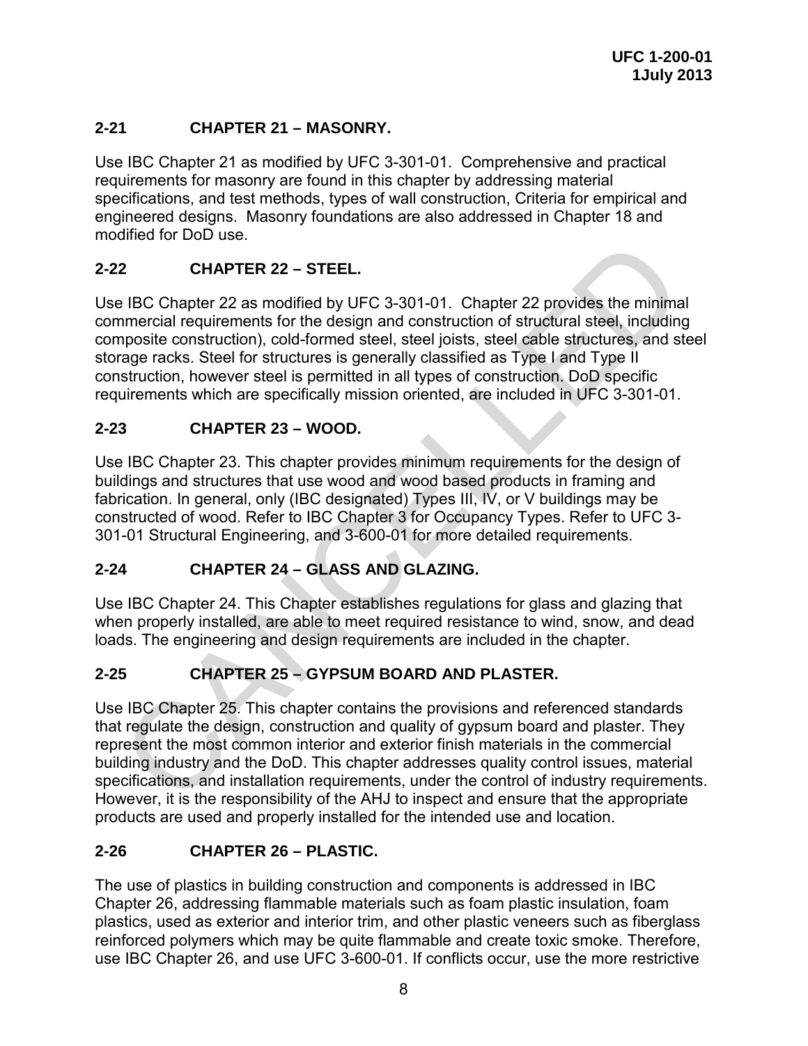## 2-21 CHAPTER 21 – MASONRY.

Use IBC Chapter 21 as modified by UFC 3-301-01. Comprehensive and practical requirements for masonry are found in this chapter by addressing material specifications, and test methods, types of wall construction, Criteria for empirical and engineered designs. Masonry foundations are also addressed in Chapter 18 and modified for DoD use.

## 2-22 CHAPTER 22 – STEEL.

Use IBC Chapter 22 as modified by UFC 3-301-01. Chapter 22 provides the minimal commercial requirements for the design and construction of structural steel, including composite construction), cold-formed steel, steel joists, steel cable structures, and steel storage racks. Steel for structures is generally classified as Type I and Type II construction, however steel is permitted in all types of construction. DoD specific requirements which are specifically mission oriented, are included in UFC 3-301-01.

## 2-23 CHAPTER 23 – WOOD.

Use IBC Chapter 23. This chapter provides minimum requirements for the design of buildings and structures that use wood and wood based products in framing and fabrication. In general, only (IBC designated) Types III, IV, or V buildings may be constructed of wood. Refer to IBC Chapter 3 for Occupancy Types. Refer to UFC 3-301-01 Structural Engineering, and 3-600-01 for more detailed requirements.

## 2-24 CHAPTER 24 – GLASS AND GLAZING.

Use IBC Chapter 24. This Chapter establishes regulations for glass and glazing that when properly installed, are able to meet required resistance to wind, snow, and dead loads. The engineering and design requirements are included in the chapter.

## 2-25 CHAPTER 25 – GYPSUM BOARD AND PLASTER.

Use IBC Chapter 25. This chapter contains the provisions and referenced standards that regulate the design, construction and quality of gypsum board and plaster. They represent the most common interior and exterior finish materials in the commercial building industry and the DoD. This chapter addresses quality control issues, material specifications, and installation requirements, under the control of industry requirements. However, it is the responsibility of the AHJ to inspect and ensure that the appropriate products are used and properly installed for the intended use and location.

## 2-26 CHAPTER 26 – PLASTIC.

The use of plastics in building construction and components is addressed in IBC Chapter 26, addressing flammable materials such as foam plastic insulation, foam plastics, used as exterior and interior trim, and other plastic veneers such as fiberglass reinforced polymers which may be quite flammable and create toxic smoke. Therefore, use IBC Chapter 26, and use UFC 3-600-01. If conflicts occur, use the more restrictive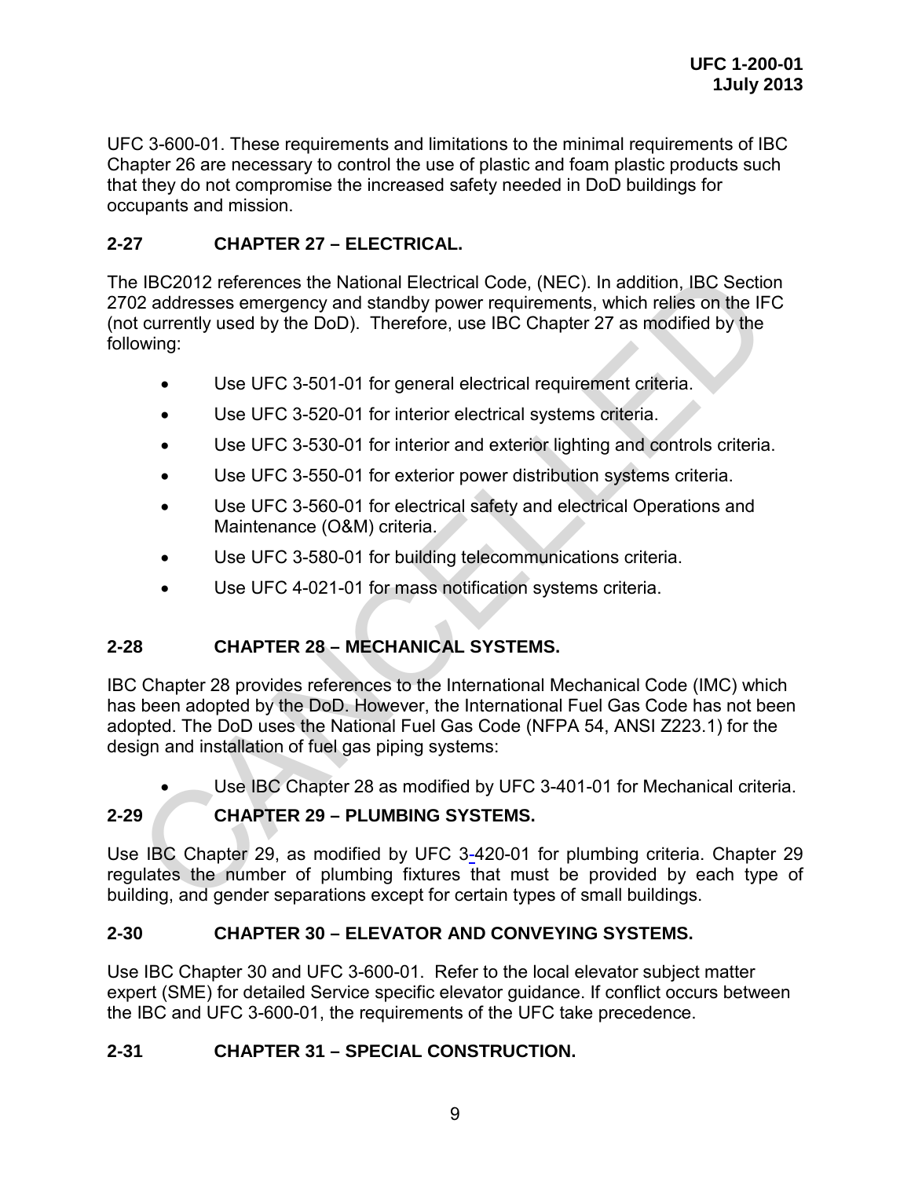UFC 3-600-01. These requirements and limitations to the minimal requirements of IBC Chapter 26 are necessary to control the use of plastic and foam plastic products such that they do not compromise the increased safety needed in DoD buildings for occupants and mission.

## 2-27 CHAPTER 27 – ELECTRICAL.

The IBC2012 references the National Electrical Code, (NEC). In addition, IBC Section 2702 addresses emergency and standby power requirements, which relies on the IFC (not currently used by the DoD). Therefore, use IBC Chapter 27 as modified by the following:

- Use UFC 3-501-01 for general electrical requirement criteria.
- Use UFC 3-520-01 for interior electrical systems criteria.
- Use UFC 3-530-01 for interior and exterior lighting and controls criteria.
- Use UFC 3-550-01 for exterior power distribution systems criteria.
- Use UFC 3-560-01 for electrical safety and electrical Operations and Maintenance (O&M) criteria.
- Use UFC 3-580-01 for building telecommunications criteria.
- Use UFC 4-021-01 for mass notification systems criteria.

## 2-28 CHAPTER 28 – MECHANICAL SYSTEMS.

IBC Chapter 28 provides references to the International Mechanical Code (IMC) which has been adopted by the DoD. However, the International Fuel Gas Code has not been adopted. The DoD uses the National Fuel Gas Code (NFPA 54, ANSI Z223.1) for the design and installation of fuel gas piping systems:

- Use IBC Chapter 28 as modified by UFC 3-401-01 for Mechanical criteria.

## 2-29 CHAPTER 29 – PLUMBING SYSTEMS.

Use IBC Chapter 29, as modified by UFC 3-420-01 for plumbing criteria. Chapter 29 regulates the number of plumbing fixtures that must be provided by each type of building, and gender separations except for certain types of small buildings.

## 2-30 CHAPTER 30 – ELEVATOR AND CONVEYING SYSTEMS.

Use IBC Chapter 30 and UFC 3-600-01. Refer to the local elevator subject matter expert (SME) for detailed Service specific elevator guidance. If conflict occurs between the IBC and UFC 3-600-01, the requirements of the UFC take precedence.

## 2-31 CHAPTER 31 – SPECIAL CONSTRUCTION.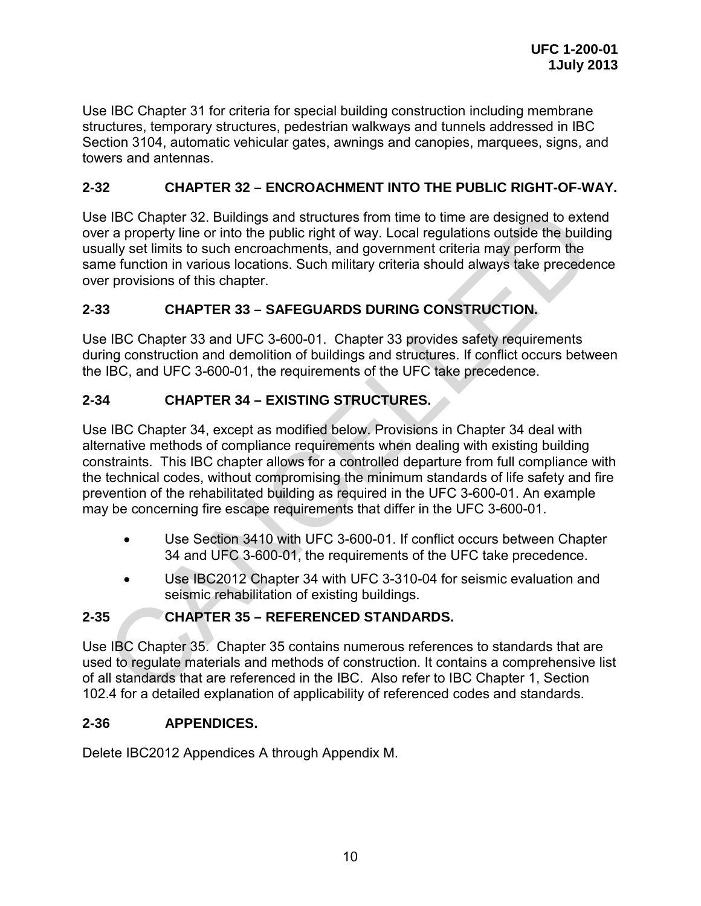Use IBC Chapter 31 for criteria for special building construction including membrane structures, temporary structures, pedestrian walkways and tunnels addressed in IBC Section 3104, automatic vehicular gates, awnings and canopies, marquees, signs, and towers and antennas.

## 2-32 CHAPTER 32 – ENCROACHMENT INTO THE PUBLIC RIGHT-OF-WAY.

Use IBC Chapter 32. Buildings and structures from time to time are designed to extend over a property line or into the public right of way. Local regulations outside the building usually set limits to such encroachments, and government criteria may perform the same function in various locations. Such military criteria should always take precedence over provisions of this chapter.

## 2-33 CHAPTER 33 – SAFEGUARDS DURING CONSTRUCTION.

Use IBC Chapter 33 and UFC 3-600-01. Chapter 33 provides safety requirements during construction and demolition of buildings and structures. If conflict occurs between the IBC, and UFC 3-600-01, the requirements of the UFC take precedence.

## 2-34 CHAPTER 34 – EXISTING STRUCTURES.

Use IBC Chapter 34, except as modified below. Provisions in Chapter 34 deal with alternative methods of compliance requirements when dealing with existing building constraints. This IBC chapter allows for a controlled departure from full compliance with the technical codes, without compromising the minimum standards of life safety and fire prevention of the rehabilitated building as required in the UFC 3-600-01. An example may be concerning fire escape requirements that differ in the UFC 3-600-01.

- Use Section 3410 with UFC 3-600-01. If conflict occurs between Chapter 34 and UFC 3-600-01, the requirements of the UFC take precedence.
- Use IBC2012 Chapter 34 with UFC 3-310-04 for seismic evaluation and seismic rehabilitation of existing buildings.

## 2-35 CHAPTER 35 – REFERENCED STANDARDS.

Use IBC Chapter 35. Chapter 35 contains numerous references to standards that are used to regulate materials and methods of construction. It contains a comprehensive list of all standards that are referenced in the IBC. Also refer to IBC Chapter 1, Section 102.4 for a detailed explanation of applicability of referenced codes and standards.

## 2-36 APPENDICES.

Delete IBC2012 Appendices A through Appendix M.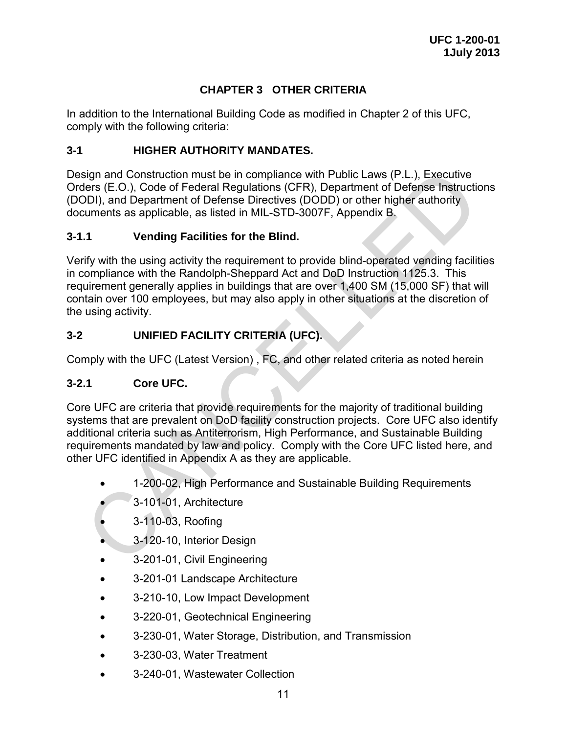# CHAPTER 3 OTHER CRITERIA

In addition to the International Building Code as modified in Chapter 2 of this UFC, comply with the following criteria:

## 3-1 HIGHER AUTHORITY MANDATES.

Design and Construction must be in compliance with Public Laws (P.L.), Executive Orders (E.O.), Code of Federal Regulations (CFR), Department of Defense Instructions (DODI), and Department of Defense Directives (DODD) or other higher authority documents as applicable, as listed in MIL-STD-3007F, Appendix B.

### 3-1.1 Vending Facilities for the Blind.

Verify with the using activity the requirement to provide blind-operated vending facilities in compliance with the Randolph-Sheppard Act and DoD Instruction 1125.3. This requirement generally applies in buildings that are over 1,400 SM (15,000 SF) that will contain over 100 employees, but may also apply in other situations at the discretion of the using activity.

## 3-2 UNIFIED FACILITY CRITERIA (UFC).

Comply with the UFC (Latest Version) , FC, and other related criteria as noted herein

### 3-2.1 Core UFC.

Core UFC are criteria that provide requirements for the majority of traditional building systems that are prevalent on DoD facility construction projects. Core UFC also identify additional criteria such as Antiterrorism, High Performance, and Sustainable Building requirements mandated by law and policy. Comply with the Core UFC listed here, and other UFC identified in Appendix A as they are applicable.

- 1-200-02, High Performance and Sustainable Building Requirements
- 3-101-01, Architecture
- 3-110-03, Roofing
- 3-120-10, Interior Design
- 3-201-01, Civil Engineering
- 3-201-01 Landscape Architecture
- 3-210-10, Low Impact Development
- 3-220-01, Geotechnical Engineering
- 3-230-01, Water Storage, Distribution, and Transmission
- 3-230-03, Water Treatment
- 3-240-01, Wastewater Collection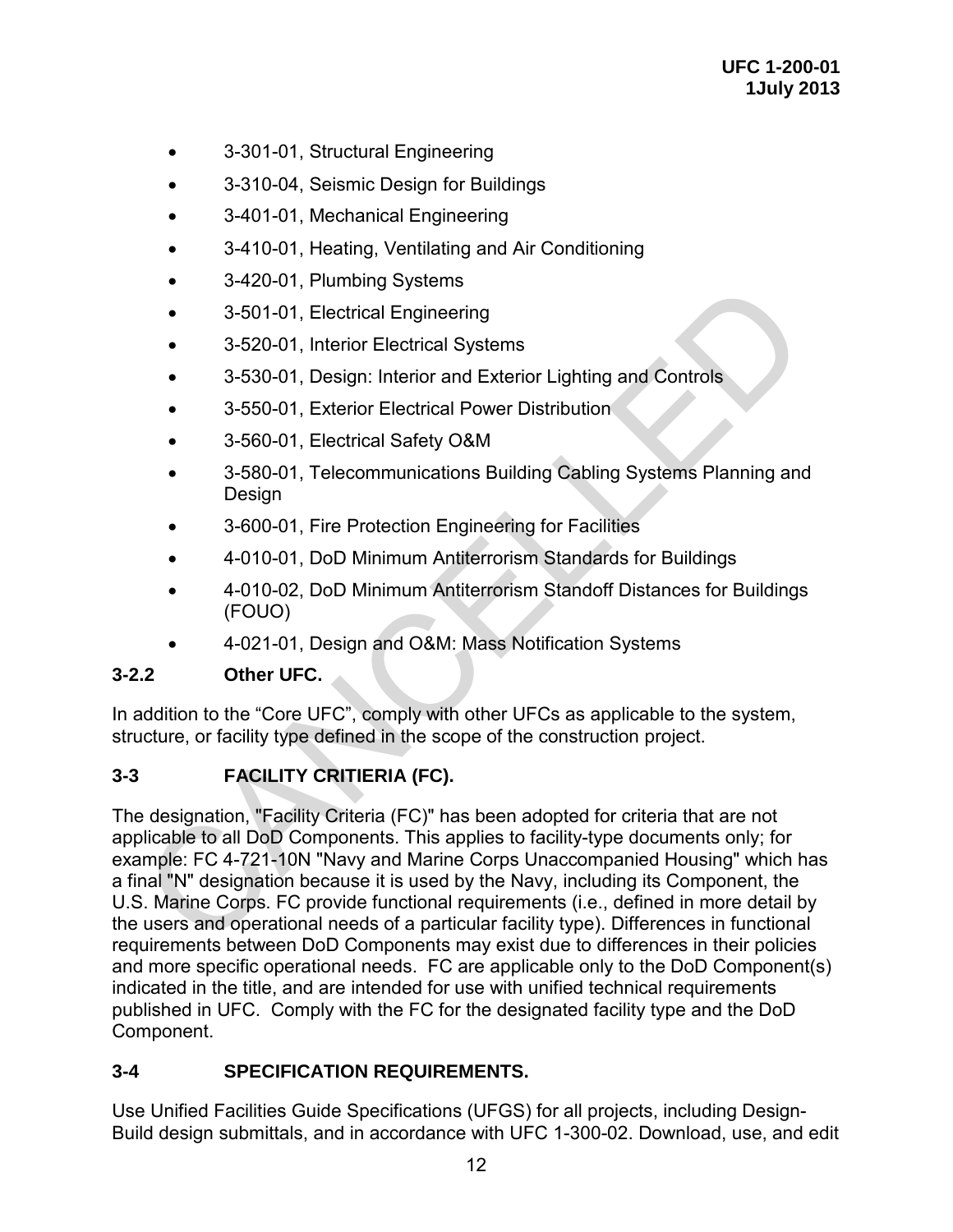- 3-301-01, Structural Engineering
- 3-310-04, Seismic Design for Buildings
- 3-401-01, Mechanical Engineering
- 3-410-01, Heating, Ventilating and Air Conditioning
- 3-420-01, Plumbing Systems
- 3-501-01, Electrical Engineering
- 3-520-01, Interior Electrical Systems
- 3-530-01, Design: Interior and Exterior Lighting and Controls
- 3-550-01, Exterior Electrical Power Distribution
- 3-560-01, Electrical Safety O&M
- 3-580-01, Telecommunications Building Cabling Systems Planning and Design
- 3-600-01, Fire Protection Engineering for Facilities
- 4-010-01, DoD Minimum Antiterrorism Standards for Buildings
- 4-010-02, DoD Minimum Antiterrorism Standoff Distances for Buildings (FOUO)
- 4-021-01, Design and O&M: Mass Notification Systems

### 3-2.2 Other UFC.

In addition to the "Core UFC", comply with other UFCs as applicable to the system, structure, or facility type defined in the scope of the construction project.

## 3-3 FACILITY CRITIERIA (FC).

The designation, "Facility Criteria (FC)" has been adopted for criteria that are not applicable to all DoD Components. This applies to facility-type documents only; for example: FC 4-721-10N "Navy and Marine Corps Unaccompanied Housing" which has a final "N" designation because it is used by the Navy, including its Component, the U.S. Marine Corps. FC provide functional requirements (i.e., defined in more detail by the users and operational needs of a particular facility type). Differences in functional requirements between DoD Components may exist due to differences in their policies and more specific operational needs. FC are applicable only to the DoD Component(s) indicated in the title, and are intended for use with unified technical requirements published in UFC. Comply with the FC for the designated facility type and the DoD Component.

## 3-4 SPECIFICATION REQUIREMENTS.

Use Unified Facilities Guide Specifications (UFGS) for all projects, including Design-Build design submittals, and in accordance with UFC 1-300-02. Download, use, and edit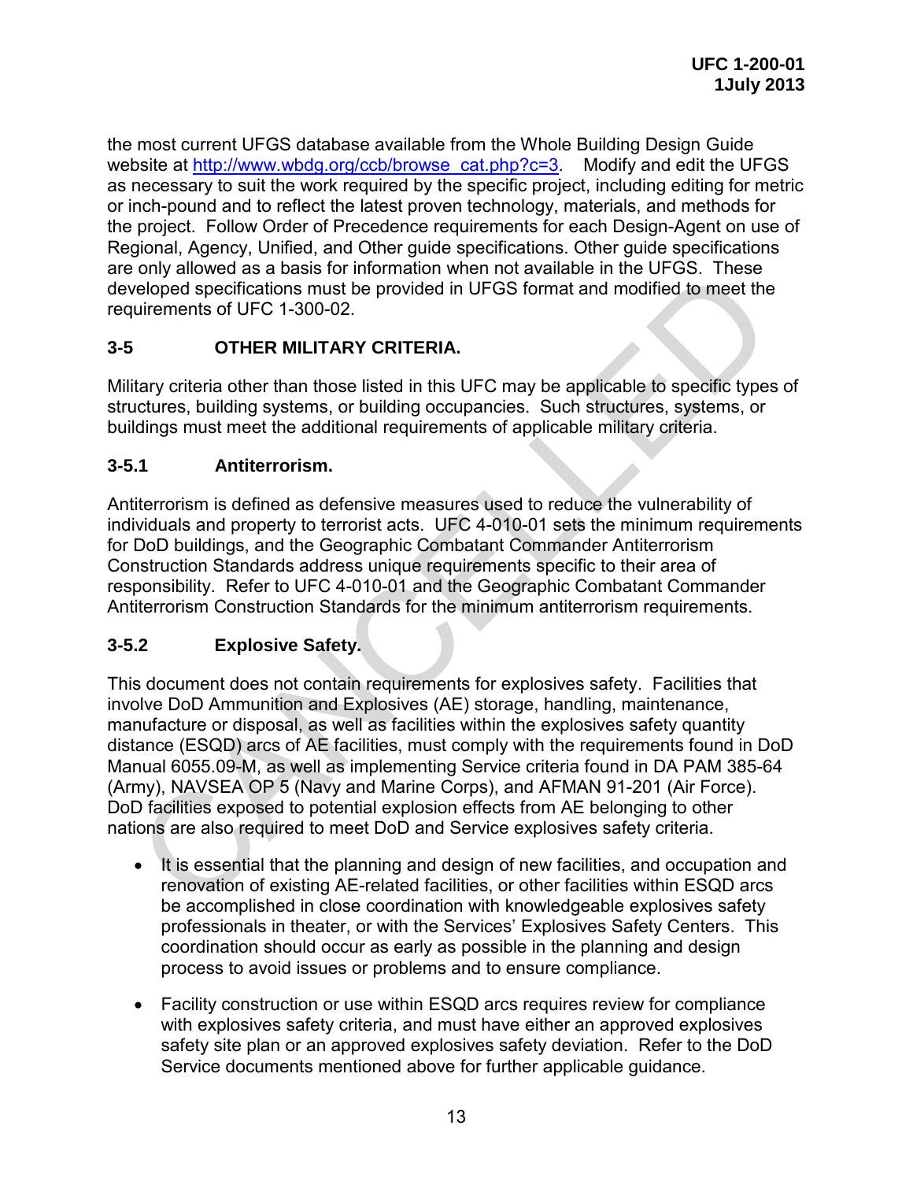the most current UFGS database available from the Whole Building Design Guide website at http://www.wbdg.org/ccb/browse_cat.php?c=3. Modify and edit the UFGS as necessary to suit the work required by the specific project, including editing for metric or inch-pound and to reflect the latest proven technology, materials, and methods for the project. Follow Order of Precedence requirements for each Design-Agent on use of Regional, Agency, Unified, and Other guide specifications. Other guide specifications are only allowed as a basis for information when not available in the UFGS. These developed specifications must be provided in UFGS format and modified to meet the requirements of UFC 1-300-02.

## 3-5 OTHER MILITARY CRITERIA.

Military criteria other than those listed in this UFC may be applicable to specific types of structures, building systems, or building occupancies. Such structures, systems, or buildings must meet the additional requirements of applicable military criteria.

### 3-5.1 Antiterrorism.

Antiterrorism is defined as defensive measures used to reduce the vulnerability of individuals and property to terrorist acts. UFC 4-010-01 sets the minimum requirements for DoD buildings, and the Geographic Combatant Commander Antiterrorism Construction Standards address unique requirements specific to their area of responsibility. Refer to UFC 4-010-01 and the Geographic Combatant Commander Antiterrorism Construction Standards for the minimum antiterrorism requirements.

### 3-5.2 Explosive Safety.

This document does not contain requirements for explosives safety. Facilities that involve DoD Ammunition and Explosives (AE) storage, handling, maintenance, manufacture or disposal, as well as facilities within the explosives safety quantity distance (ESQD) arcs of AE facilities, must comply with the requirements found in DoD Manual 6055.09-M, as well as implementing Service criteria found in DA PAM 385-64 (Army), NAVSEA OP 5 (Navy and Marine Corps), and AFMAN 91-201 (Air Force). DoD facilities exposed to potential explosion effects from AE belonging to other nations are also required to meet DoD and Service explosives safety criteria.

- It is essential that the planning and design of new facilities, and occupation and renovation of existing AE-related facilities, or other facilities within ESQD arcs be accomplished in close coordination with knowledgeable explosives safety professionals in theater, or with the Services' Explosives Safety Centers. This coordination should occur as early as possible in the planning and design process to avoid issues or problems and to ensure compliance.

- Facility construction or use within ESQD arcs requires review for compliance with explosives safety criteria, and must have either an approved explosives safety site plan or an approved explosives safety deviation. Refer to the DoD Service documents mentioned above for further applicable guidance.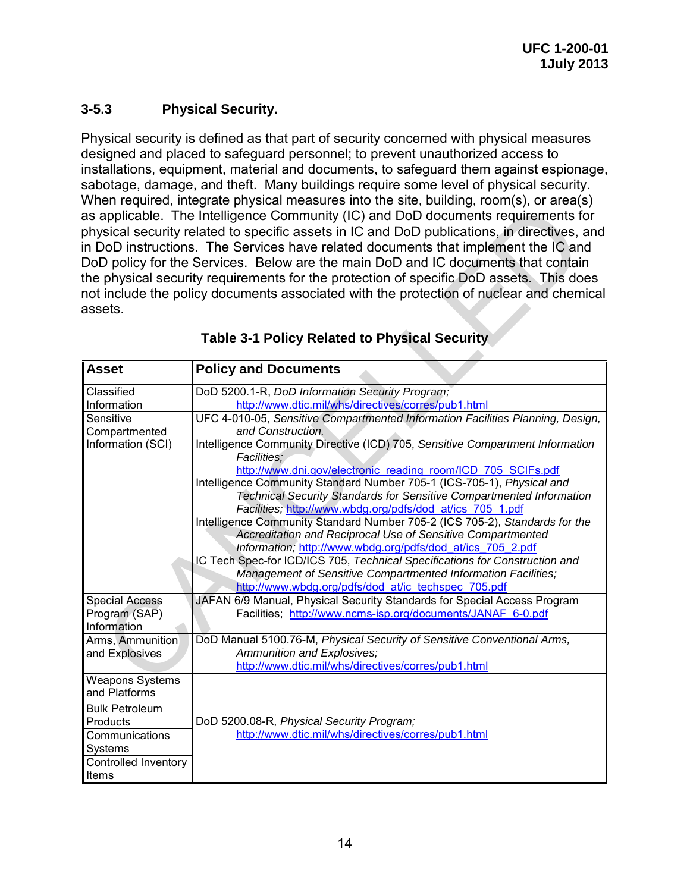### 3-5.3 Physical Security.

Physical security is defined as that part of security concerned with physical measures designed and placed to safeguard personnel; to prevent unauthorized access to installations, equipment, material and documents, to safeguard them against espionage, sabotage, damage, and theft. Many buildings require some level of physical security. When required, integrate physical measures into the site, building, room(s), or area(s) as applicable. The Intelligence Community (IC) and DoD documents requirements for physical security related to specific assets in IC and DoD publications, in directives, and in DoD instructions. The Services have related documents that implement the IC and DoD policy for the Services. Below are the main DoD and IC documents that contain the physical security requirements for the protection of specific DoD assets. This does not include the policy documents associated with the protection of nuclear and chemical assets.

**Table 3-1 Policy Related to Physical Security**

| Asset | Policy and Documents |
|---|---|
| Classified Information | DoD 5200.1-R, *DoD Information Security Program;* http://www.dtic.mil/whs/directives/corres/pub1.html |
| Sensitive Compartmented Information (SCI) | UFC 4-010-05, *Sensitive Compartmented Information Facilities Planning, Design, and Construction.*<br>Intelligence Community Directive (ICD) 705, *Sensitive Compartment Information Facilities;* http://www.dni.gov/electronic_reading_room/ICD_705_SCIFs.pdf<br>Intelligence Community Standard Number 705-1 (ICS-705-1), *Physical and Technical Security Standards for Sensitive Compartmented Information Facilities;* http://www.wbdg.org/pdfs/dod_at/ics_705_1.pdf<br>Intelligence Community Standard Number 705-2 (ICS 705-2), *Standards for the Accreditation and Reciprocal Use of Sensitive Compartmented Information;* http://www.wbdg.org/pdfs/dod_at/ics_705_2.pdf<br>IC Tech Spec-for ICD/ICS 705, *Technical Specifications for Construction and Management of Sensitive Compartmented Information Facilities;* http://www.wbdg.org/pdfs/dod_at/ic_techspec_705.pdf |
| Special Access Program (SAP) Information | JAFAN 6/9 Manual, Physical Security Standards for Special Access Program Facilities; http://www.ncms-isp.org/documents/JANAF_6-0.pdf |
| Arms, Ammunition and Explosives | DoD Manual 5100.76-M, *Physical Security of Sensitive Conventional Arms, Ammunition and Explosives;* http://www.dtic.mil/whs/directives/corres/pub1.html |
| Weapons Systems and Platforms | DoD 5200.08-R, *Physical Security Program;* http://www.dtic.mil/whs/directives/corres/pub1.html |
| Bulk Petroleum Products | |
| Communications Systems | |
| Controlled Inventory Items | |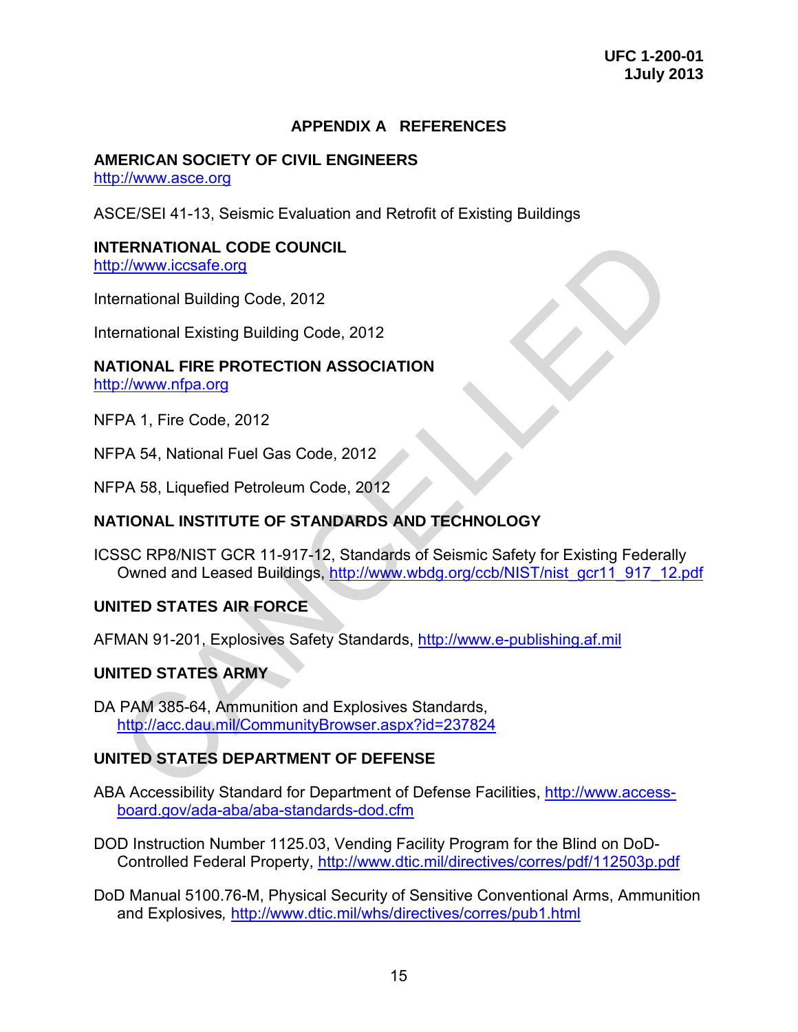# APPENDIX A REFERENCES

## AMERICAN SOCIETY OF CIVIL ENGINEERS

http://www.asce.org

ASCE/SEI 41-13, Seismic Evaluation and Retrofit of Existing Buildings

## INTERNATIONAL CODE COUNCIL

http://www.iccsafe.org

International Building Code, 2012

International Existing Building Code, 2012

## NATIONAL FIRE PROTECTION ASSOCIATION

http://www.nfpa.org

NFPA 1, Fire Code, 2012

NFPA 54, National Fuel Gas Code, 2012

NFPA 58, Liquefied Petroleum Code, 2012

## NATIONAL INSTITUTE OF STANDARDS AND TECHNOLOGY

ICSSC RP8/NIST GCR 11-917-12, Standards of Seismic Safety for Existing Federally Owned and Leased Buildings, http://www.wbdg.org/ccb/NIST/nist_gcr11_917_12.pdf

## UNITED STATES AIR FORCE

AFMAN 91-201, Explosives Safety Standards, http://www.e-publishing.af.mil

## UNITED STATES ARMY

DA PAM 385-64, Ammunition and Explosives Standards, http://acc.dau.mil/CommunityBrowser.aspx?id=237824

## UNITED STATES DEPARTMENT OF DEFENSE

ABA Accessibility Standard for Department of Defense Facilities, http://www.access-board.gov/ada-aba/aba-standards-dod.cfm

DOD Instruction Number 1125.03, Vending Facility Program for the Blind on DoD-Controlled Federal Property, http://www.dtic.mil/directives/corres/pdf/112503p.pdf

DoD Manual 5100.76-M, Physical Security of Sensitive Conventional Arms, Ammunition and Explosives*,* http://www.dtic.mil/whs/directives/corres/pub1.html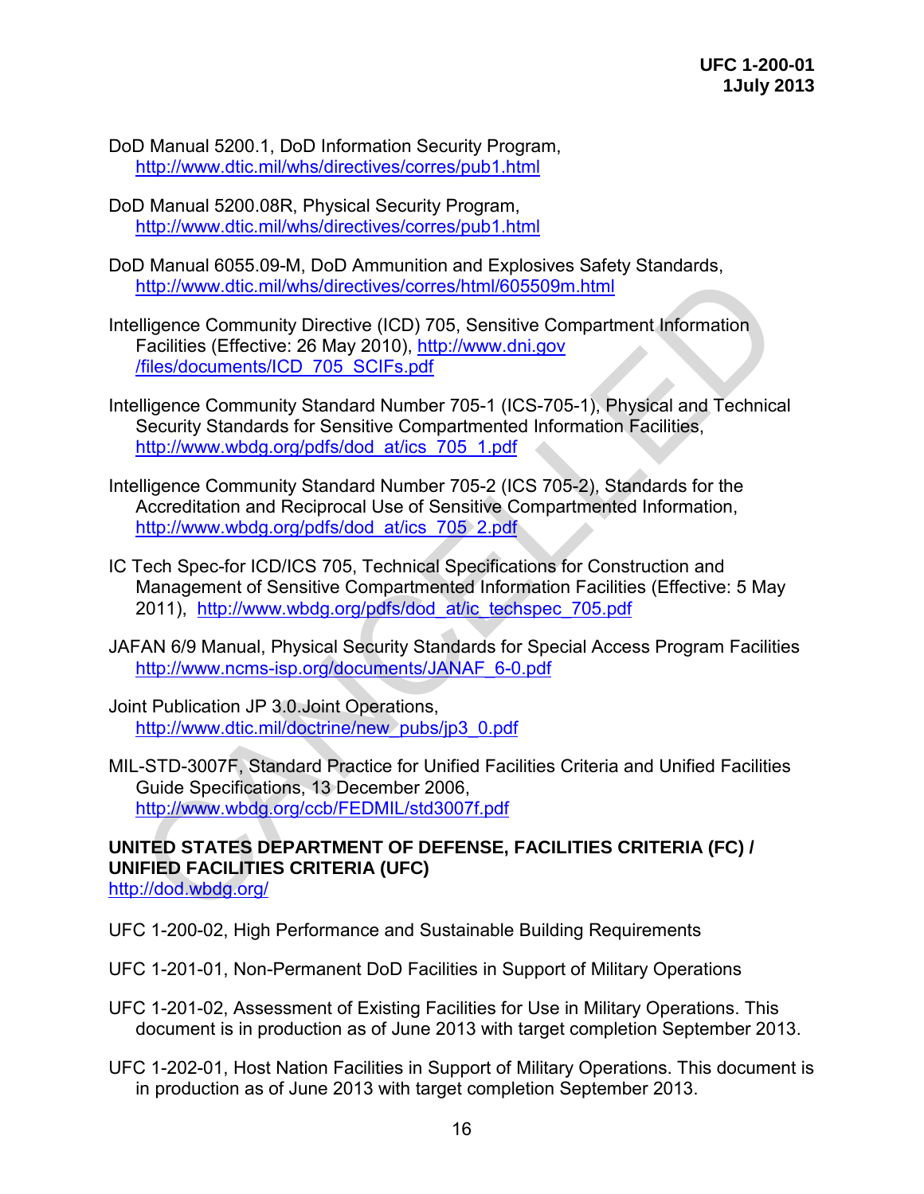DoD Manual 5200.1, DoD Information Security Program,
    http://www.dtic.mil/whs/directives/corres/pub1.html

DoD Manual 5200.08R, Physical Security Program,
    http://www.dtic.mil/whs/directives/corres/pub1.html

DoD Manual 6055.09-M, DoD Ammunition and Explosives Safety Standards,
    http://www.dtic.mil/whs/directives/corres/html/605509m.html

Intelligence Community Directive (ICD) 705, Sensitive Compartment Information
    Facilities (Effective: 26 May 2010), http://www.dni.gov
    /files/documents/ICD_705_SCIFs.pdf

Intelligence Community Standard Number 705-1 (ICS-705-1), Physical and Technical
    Security Standards for Sensitive Compartmented Information Facilities,
    http://www.wbdg.org/pdfs/dod_at/ics_705_1.pdf

Intelligence Community Standard Number 705-2 (ICS 705-2), Standards for the
    Accreditation and Reciprocal Use of Sensitive Compartmented Information,
    http://www.wbdg.org/pdfs/dod_at/ics_705_2.pdf

IC Tech Spec-for ICD/ICS 705, Technical Specifications for Construction and
    Management of Sensitive Compartmented Information Facilities (Effective: 5 May
    2011), http://www.wbdg.org/pdfs/dod_at/ic_techspec_705.pdf

JAFAN 6/9 Manual, Physical Security Standards for Special Access Program Facilities
    http://www.ncms-isp.org/documents/JANAF_6-0.pdf

Joint Publication JP 3.0.Joint Operations,
    http://www.dtic.mil/doctrine/new_pubs/jp3_0.pdf

MIL-STD-3007F, Standard Practice for Unified Facilities Criteria and Unified Facilities
    Guide Specifications, 13 December 2006,
    http://www.wbdg.org/ccb/FEDMIL/std3007f.pdf

**UNITED STATES DEPARTMENT OF DEFENSE, FACILITIES CRITERIA (FC) / UNIFIED FACILITIES CRITERIA (UFC)**
http://dod.wbdg.org/

UFC 1-200-02, High Performance and Sustainable Building Requirements

UFC 1-201-01, Non-Permanent DoD Facilities in Support of Military Operations

UFC 1-201-02, Assessment of Existing Facilities for Use in Military Operations. This
    document is in production as of June 2013 with target completion September 2013.

UFC 1-202-01, Host Nation Facilities in Support of Military Operations. This document is
    in production as of June 2013 with target completion September 2013.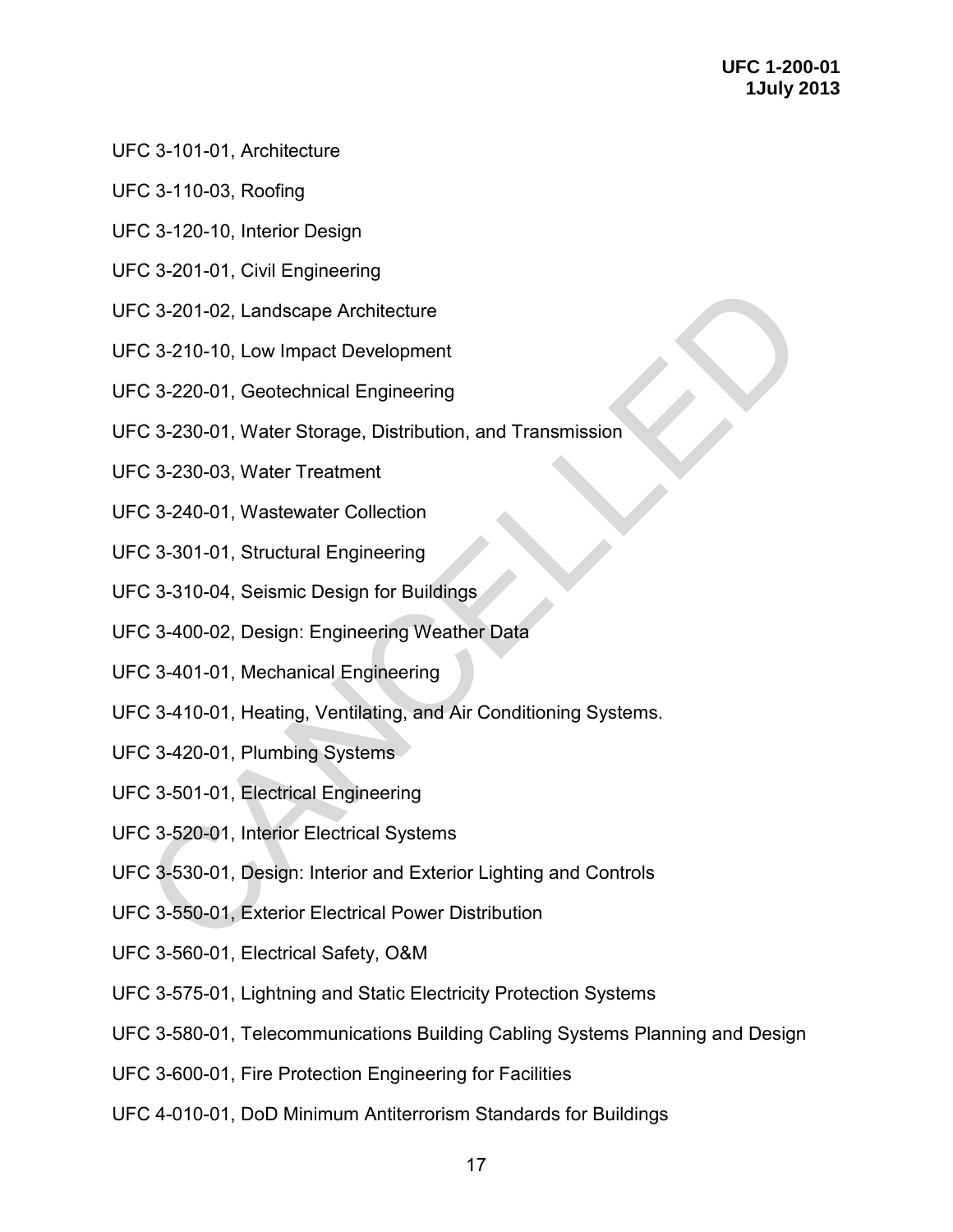UFC 3-101-01, Architecture

UFC 3-110-03, Roofing

UFC 3-120-10, Interior Design

UFC 3-201-01, Civil Engineering

UFC 3-201-02, Landscape Architecture

UFC 3-210-10, Low Impact Development

UFC 3-220-01, Geotechnical Engineering

UFC 3-230-01, Water Storage, Distribution, and Transmission

UFC 3-230-03, Water Treatment

UFC 3-240-01, Wastewater Collection

UFC 3-301-01, Structural Engineering

UFC 3-310-04, Seismic Design for Buildings

UFC 3-400-02, Design: Engineering Weather Data

UFC 3-401-01, Mechanical Engineering

UFC 3-410-01, Heating, Ventilating, and Air Conditioning Systems.

UFC 3-420-01, Plumbing Systems

UFC 3-501-01, Electrical Engineering

UFC 3-520-01, Interior Electrical Systems

UFC 3-530-01, Design: Interior and Exterior Lighting and Controls

UFC 3-550-01, Exterior Electrical Power Distribution

UFC 3-560-01, Electrical Safety, O&M

UFC 3-575-01, Lightning and Static Electricity Protection Systems

UFC 3-580-01, Telecommunications Building Cabling Systems Planning and Design

UFC 3-600-01, Fire Protection Engineering for Facilities

UFC 4-010-01, DoD Minimum Antiterrorism Standards for Buildings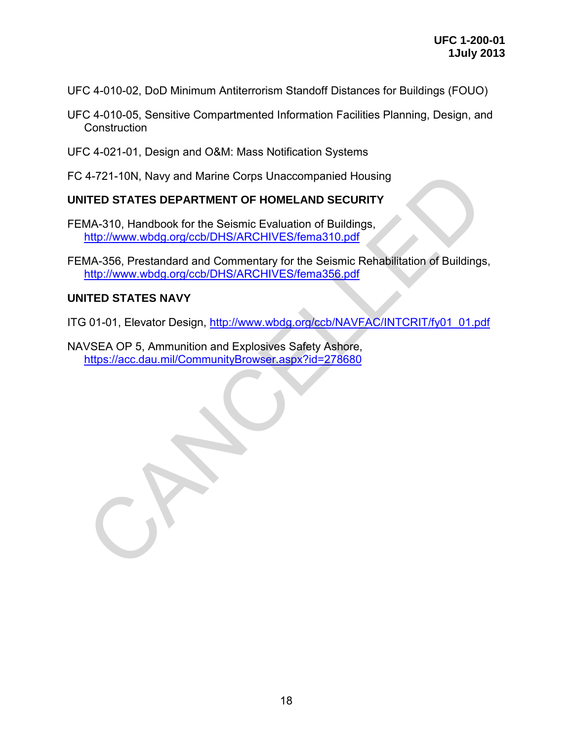UFC 4-010-02, DoD Minimum Antiterrorism Standoff Distances for Buildings (FOUO)

UFC 4-010-05, Sensitive Compartmented Information Facilities Planning, Design, and Construction

UFC 4-021-01, Design and O&M: Mass Notification Systems

FC 4-721-10N, Navy and Marine Corps Unaccompanied Housing

**UNITED STATES DEPARTMENT OF HOMELAND SECURITY**

FEMA-310, Handbook for the Seismic Evaluation of Buildings, http://www.wbdg.org/ccb/DHS/ARCHIVES/fema310.pdf

FEMA-356, Prestandard and Commentary for the Seismic Rehabilitation of Buildings, http://www.wbdg.org/ccb/DHS/ARCHIVES/fema356.pdf

**UNITED STATES NAVY**

ITG 01-01, Elevator Design, http://www.wbdg.org/ccb/NAVFAC/INTCRIT/fy01_01.pdf

NAVSEA OP 5, Ammunition and Explosives Safety Ashore, https://acc.dau.mil/CommunityBrowser.aspx?id=278680